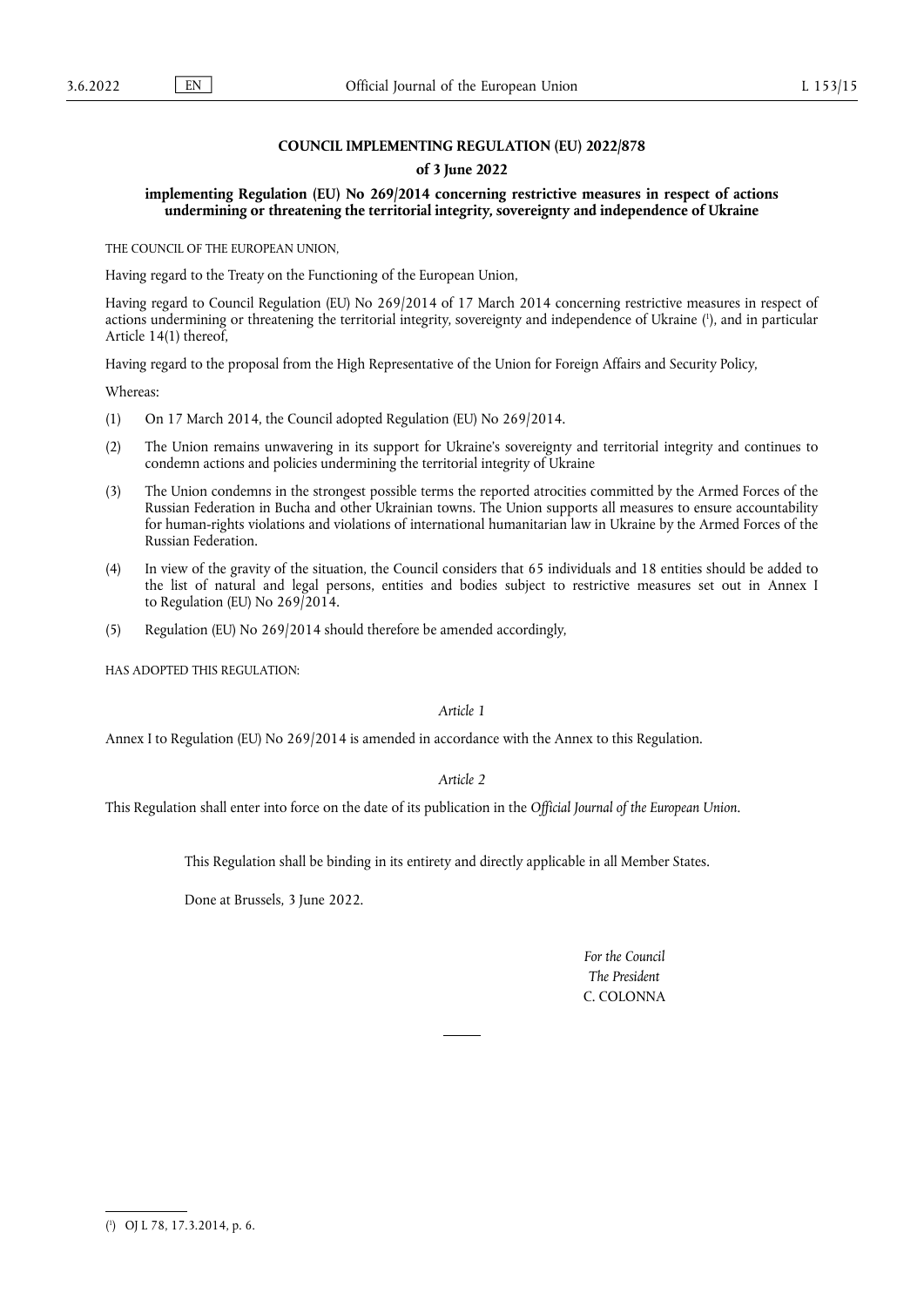# COUNCIL IMPLEMENTING REGULATION (EU) 2022/878

## of 3 June 2022

### implementing Regulation (EU) No 269/2014 concerning restrictive measures in respect of actions undermining or threatening the territorial integrity, sovereignty and independence of Ukraine

THE COUNCIL OF THE EUROPEAN UNION,

Having regard to the Treaty on the Functioning of the European Union,

Having regard to Council Regulation (EU) No 269/2014 of 17 March 2014 concerning restrictive measures in respect of actions undermining or threatening the territorial integrity, sovereignty and independence of Ukraine [1], and in particular Article 14(1) thereof,

Having regard to the proposal from the High Representative of the Union for Foreign Affairs and Security Policy,

Whereas:

(1) On 17 March 2014, the Council adopted Regulation (EU) No 269/2014.

(2) The Union remains unwavering in its support for Ukraine's sovereignty and territorial integrity and continues to condemn actions and policies undermining the territorial integrity of Ukraine

(3) The Union condemns in the strongest possible terms the reported atrocities committed by the Armed Forces of the Russian Federation in Bucha and other Ukrainian towns. The Union supports all measures to ensure accountability for human-rights violations and violations of international humanitarian law in Ukraine by the Armed Forces of the Russian Federation.

(4) In view of the gravity of the situation, the Council considers that 65 individuals and 18 entities should be added to the list of natural and legal persons, entities and bodies subject to restrictive measures set out in Annex I to Regulation (EU) No 269/2014.

(5) Regulation (EU) No 269/2014 should therefore be amended accordingly,

HAS ADOPTED THIS REGULATION:

*Article 1*

Annex I to Regulation (EU) No 269/2014 is amended in accordance with the Annex to this Regulation.

*Article 2*

This Regulation shall enter into force on the date of its publication in the *Official Journal of the European Union*.

This Regulation shall be binding in its entirety and directly applicable in all Member States.

Done at Brussels, 3 June 2022.

*For the Council*

*The President*

C. COLONNA

---

[1] OJ L 78, 17.3.2014, p. 6.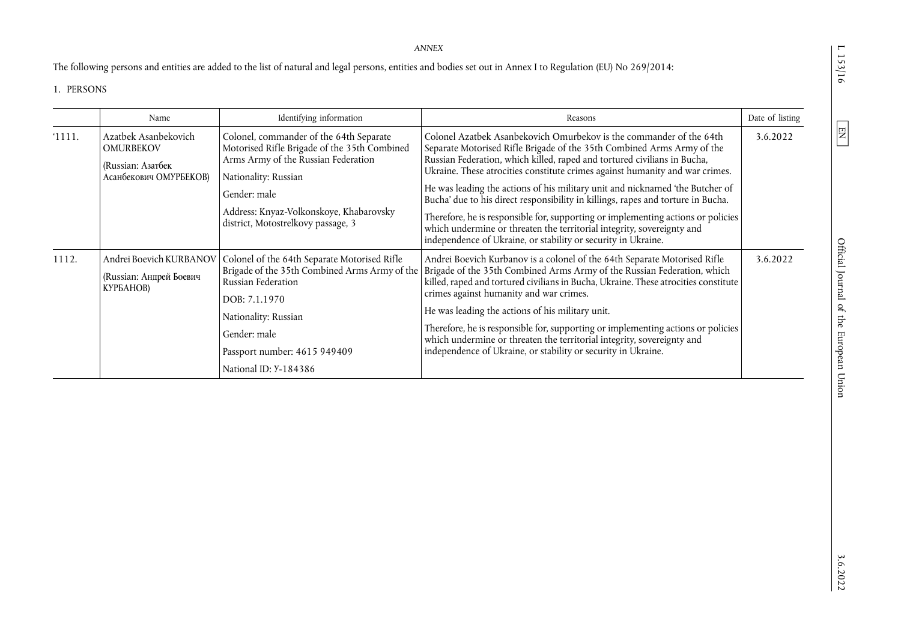*ANNEX*

The following persons and entities are added to the list of natural and legal persons, entities and bodies set out in Annex I to Regulation (EU) No 269/2014:

1. PERSONS

| | Name | Identifying information | Reasons | Date of listing |
|---|---|---|---|---|
| '1111. | Azatbek Asanbekovich OMURBEKOV<br><br>(Russian: Азатбек Асанбекович ОМУРБЕКОВ) | Colonel, commander of the 64th Separate Motorised Rifle Brigade of the 35th Combined Arms Army of the Russian Federation<br><br>Nationality: Russian<br><br>Gender: male<br><br>Address: Knyaz-Volkonskoye, Khabarovsky district, Motostrelkovy passage, 3 | Colonel Azatbek Asanbekovich Omurbekov is the commander of the 64th Separate Motorised Rifle Brigade of the 35th Combined Arms Army of the Russian Federation, which killed, raped and tortured civilians in Bucha, Ukraine. These atrocities constitute crimes against humanity and war crimes.<br><br>He was leading the actions of his military unit and nicknamed 'the Butcher of Bucha' due to his direct responsibility in killings, rapes and torture in Bucha.<br><br>Therefore, he is responsible for, supporting or implementing actions or policies which undermine or threaten the territorial integrity, sovereignty and independence of Ukraine, or stability or security in Ukraine. | 3.6.2022 |
| 1112. | Andrei Boevich KURBANOV<br><br>(Russian: Андрей Боевич КУРБАНОВ) | Colonel of the 64th Separate Motorised Rifle Brigade of the 35th Combined Arms Army of the Russian Federation<br><br>DOB: 7.1.1970<br><br>Nationality: Russian<br><br>Gender: male<br><br>Passport number: 4615 949409<br><br>National ID: У-184386 | Andrei Boevich Kurbanov is a colonel of the 64th Separate Motorised Rifle Brigade of the 35th Combined Arms Army of the Russian Federation, which killed, raped and tortured civilians in Bucha, Ukraine. These atrocities constitute crimes against humanity and war crimes.<br><br>He was leading the actions of his military unit.<br><br>Therefore, he is responsible for, supporting or implementing actions or policies which undermine or threaten the territorial integrity, sovereignty and independence of Ukraine, or stability or security in Ukraine. | 3.6.2022 |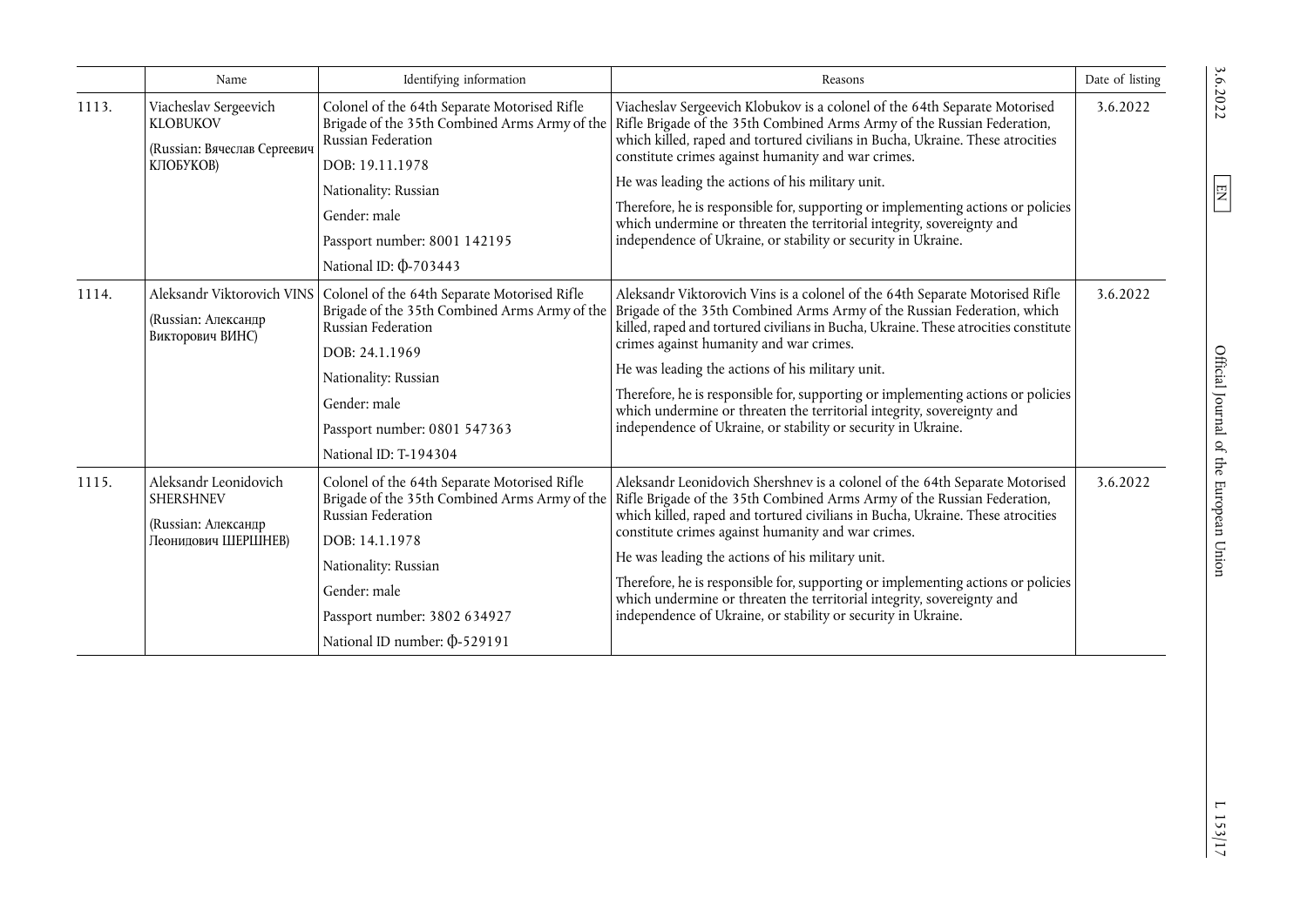| | Name | Identifying information | Reasons | Date of listing |
|---|---|---|---|---|
| 1113. | Viacheslav Sergeevich KLOBUKOV<br><br>(Russian: Вячеслав Сергеевич КЛОБУКОВ) | Colonel of the 64th Separate Motorised Rifle Brigade of the 35th Combined Arms Army of the Russian Federation<br><br>DOB: 19.11.1978<br><br>Nationality: Russian<br><br>Gender: male<br><br>Passport number: 8001 142195<br><br>National ID: ф-703443 | Viacheslav Sergeevich Klobukov is a colonel of the 64th Separate Motorised Rifle Brigade of the 35th Combined Arms Army of the Russian Federation, which killed, raped and tortured civilians in Bucha, Ukraine. These atrocities constitute crimes against humanity and war crimes.<br><br>He was leading the actions of his military unit.<br><br>Therefore, he is responsible for, supporting or implementing actions or policies which undermine or threaten the territorial integrity, sovereignty and independence of Ukraine, or stability or security in Ukraine. | 3.6.2022 |
| 1114. | Aleksandr Viktorovich VINS<br><br>(Russian: Александр Викторович ВИНС) | Colonel of the 64th Separate Motorised Rifle Brigade of the 35th Combined Arms Army of the Russian Federation<br><br>DOB: 24.1.1969<br><br>Nationality: Russian<br><br>Gender: male<br><br>Passport number: 0801 547363<br><br>National ID: T-194304 | Aleksandr Viktorovich Vins is a colonel of the 64th Separate Motorised Rifle Brigade of the 35th Combined Arms Army of the Russian Federation, which killed, raped and tortured civilians in Bucha, Ukraine. These atrocities constitute crimes against humanity and war crimes.<br><br>He was leading the actions of his military unit.<br><br>Therefore, he is responsible for, supporting or implementing actions or policies which undermine or threaten the territorial integrity, sovereignty and independence of Ukraine, or stability or security in Ukraine. | 3.6.2022 |
| 1115. | Aleksandr Leonidovich SHERSHNEV<br><br>(Russian: Александр Леонидович ШЕРШНЕВ) | Colonel of the 64th Separate Motorised Rifle Brigade of the 35th Combined Arms Army of the Russian Federation<br><br>DOB: 14.1.1978<br><br>Nationality: Russian<br><br>Gender: male<br><br>Passport number: 3802 634927<br><br>National ID number: ф-529191 | Aleksandr Leonidovich Shershnev is a colonel of the 64th Separate Motorised Rifle Brigade of the 35th Combined Arms Army of the Russian Federation, which killed, raped and tortured civilians in Bucha, Ukraine. These atrocities constitute crimes against humanity and war crimes.<br><br>He was leading the actions of his military unit.<br><br>Therefore, he is responsible for, supporting or implementing actions or policies which undermine or threaten the territorial integrity, sovereignty and independence of Ukraine, or stability or security in Ukraine. | 3.6.2022 |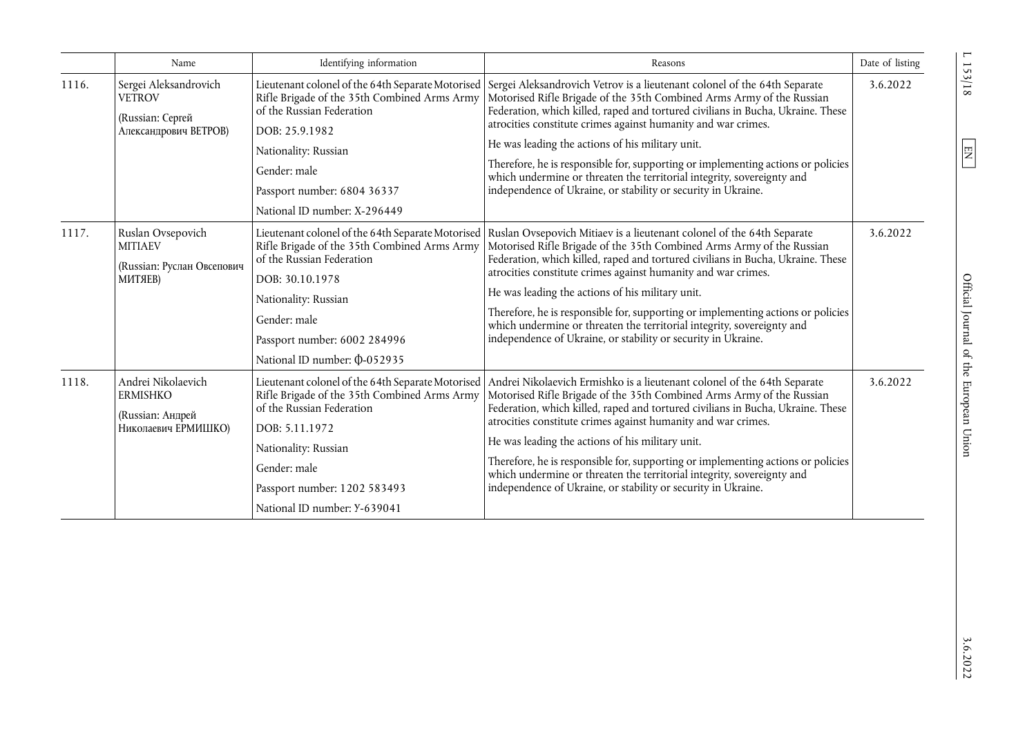| | Name | Identifying information | Reasons | Date of listing |
|---|---|---|---|---|
| 1116. | Sergei Aleksandrovich VETROV<br><br>(Russian: Сергей Александрович ВЕТРОВ) | Lieutenant colonel of the 64th Separate Motorised Rifle Brigade of the 35th Combined Arms Army of the Russian Federation<br><br>DOB: 25.9.1982<br><br>Nationality: Russian<br><br>Gender: male<br><br>Passport number: 6804 36337<br><br>National ID number: X-296449 | Sergei Aleksandrovich Vetrov is a lieutenant colonel of the 64th Separate Motorised Rifle Brigade of the 35th Combined Arms Army of the Russian Federation, which killed, raped and tortured civilians in Bucha, Ukraine. These atrocities constitute crimes against humanity and war crimes.<br><br>He was leading the actions of his military unit.<br><br>Therefore, he is responsible for, supporting or implementing actions or policies which undermine or threaten the territorial integrity, sovereignty and independence of Ukraine, or stability or security in Ukraine. | 3.6.2022 |
| 1117. | Ruslan Ovsepovich MITIAEV<br><br>(Russian: Руслан Овсепович МИТЯЕВ) | Lieutenant colonel of the 64th Separate Motorised Rifle Brigade of the 35th Combined Arms Army of the Russian Federation<br><br>DOB: 30.10.1978<br><br>Nationality: Russian<br><br>Gender: male<br><br>Passport number: 6002 284996<br><br>National ID number: ф-052935 | Ruslan Ovsepovich Mitiaev is a lieutenant colonel of the 64th Separate Motorised Rifle Brigade of the 35th Combined Arms Army of the Russian Federation, which killed, raped and tortured civilians in Bucha, Ukraine. These atrocities constitute crimes against humanity and war crimes.<br><br>He was leading the actions of his military unit.<br><br>Therefore, he is responsible for, supporting or implementing actions or policies which undermine or threaten the territorial integrity, sovereignty and independence of Ukraine, or stability or security in Ukraine. | 3.6.2022 |
| 1118. | Andrei Nikolaevich ERMISHKO<br><br>(Russian: Андрей Николаевич ЕРМИШКО) | Lieutenant colonel of the 64th Separate Motorised Rifle Brigade of the 35th Combined Arms Army of the Russian Federation<br><br>DOB: 5.11.1972<br><br>Nationality: Russian<br><br>Gender: male<br><br>Passport number: 1202 583493<br><br>National ID number: У-639041 | Andrei Nikolaevich Ermishko is a lieutenant colonel of the 64th Separate Motorised Rifle Brigade of the 35th Combined Arms Army of the Russian Federation, which killed, raped and tortured civilians in Bucha, Ukraine. These atrocities constitute crimes against humanity and war crimes.<br><br>He was leading the actions of his military unit.<br><br>Therefore, he is responsible for, supporting or implementing actions or policies which undermine or threaten the territorial integrity, sovereignty and independence of Ukraine, or stability or security in Ukraine. | 3.6.2022 |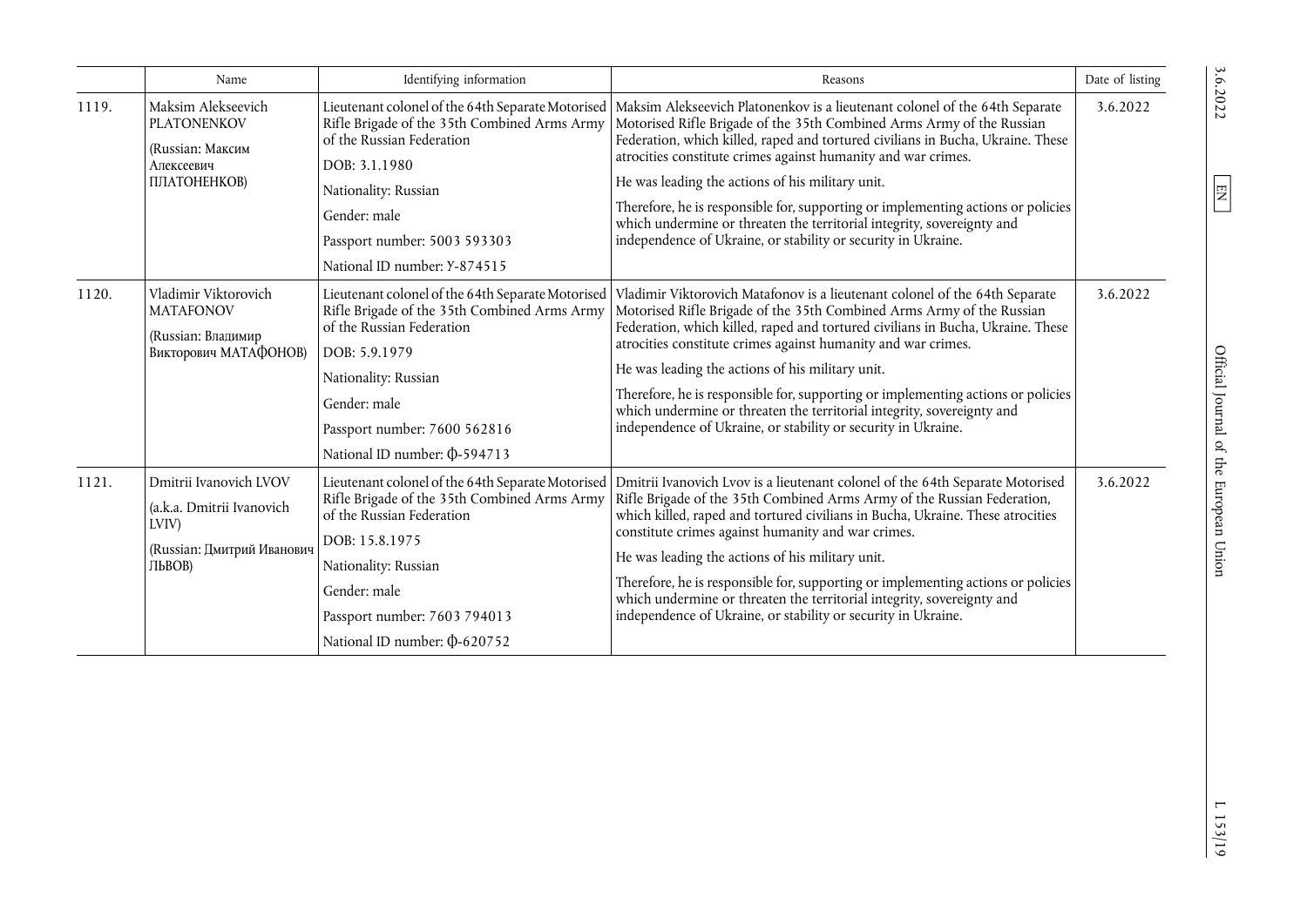|  | Name | Identifying information | Reasons | Date of listing |
| --- | --- | --- | --- | --- |
| 1119. | Maksim Alekseevich PLATONENKOV<br><br>(Russian: Максим Алексеевич ПЛАТОНЕНКОВ) | Lieutenant colonel of the 64th Separate Motorised Rifle Brigade of the 35th Combined Arms Army of the Russian Federation<br><br>DOB: 3.1.1980<br><br>Nationality: Russian<br><br>Gender: male<br><br>Passport number: 5003 593303<br><br>National ID number: У-874515 | Maksim Alekseevich Platonenkov is a lieutenant colonel of the 64th Separate Motorised Rifle Brigade of the 35th Combined Arms Army of the Russian Federation, which killed, raped and tortured civilians in Bucha, Ukraine. These atrocities constitute crimes against humanity and war crimes.<br><br>He was leading the actions of his military unit.<br><br>Therefore, he is responsible for, supporting or implementing actions or policies which undermine or threaten the territorial integrity, sovereignty and independence of Ukraine, or stability or security in Ukraine. | 3.6.2022 |
| 1120. | Vladimir Viktorovich MATAFONOV<br><br>(Russian: Владимир Викторович МАТАФОНОВ) | Lieutenant colonel of the 64th Separate Motorised Rifle Brigade of the 35th Combined Arms Army of the Russian Federation<br><br>DOB: 5.9.1979<br><br>Nationality: Russian<br><br>Gender: male<br><br>Passport number: 7600 562816<br><br>National ID number: Ф-594713 | Vladimir Viktorovich Matafonov is a lieutenant colonel of the 64th Separate Motorised Rifle Brigade of the 35th Combined Arms Army of the Russian Federation, which killed, raped and tortured civilians in Bucha, Ukraine. These atrocities constitute crimes against humanity and war crimes.<br><br>He was leading the actions of his military unit.<br><br>Therefore, he is responsible for, supporting or implementing actions or policies which undermine or threaten the territorial integrity, sovereignty and independence of Ukraine, or stability or security in Ukraine. | 3.6.2022 |
| 1121. | Dmitrii Ivanovich LVOV<br><br>(a.k.a. Dmitrii Ivanovich LVIV)<br><br>(Russian: Дмитрий Иванович ЛЬВОВ) | Lieutenant colonel of the 64th Separate Motorised Rifle Brigade of the 35th Combined Arms Army of the Russian Federation<br><br>DOB: 15.8.1975<br><br>Nationality: Russian<br><br>Gender: male<br><br>Passport number: 7603 794013<br><br>National ID number: Ф-620752 | Dmitrii Ivanovich Lvov is a lieutenant colonel of the 64th Separate Motorised Rifle Brigade of the 35th Combined Arms Army of the Russian Federation, which killed, raped and tortured civilians in Bucha, Ukraine. These atrocities constitute crimes against humanity and war crimes.<br><br>He was leading the actions of his military unit.<br><br>Therefore, he is responsible for, supporting or implementing actions or policies which undermine or threaten the territorial integrity, sovereignty and independence of Ukraine, or stability or security in Ukraine. | 3.6.2022 |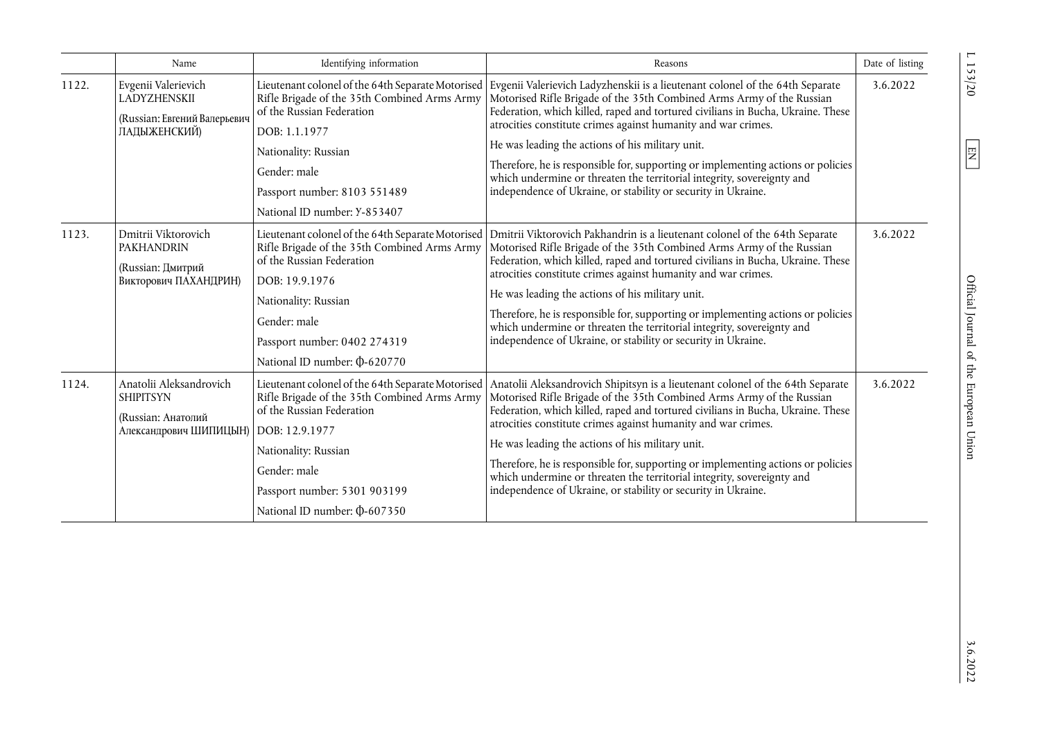| | Name | Identifying information | Reasons | Date of listing |
|---|---|---|---|---|
| 1122. | Evgenii Valerievich LADYZHENSKII<br><br>(Russian: Евгений Валерьевич ЛАДЫЖЕНСКИЙ) | Lieutenant colonel of the 64th Separate Motorised Rifle Brigade of the 35th Combined Arms Army of the Russian Federation<br><br>DOB: 1.1.1977<br><br>Nationality: Russian<br><br>Gender: male<br><br>Passport number: 8103 551489<br><br>National ID number: У-853407 | Evgenii Valerievich Ladyzhenskii is a lieutenant colonel of the 64th Separate Motorised Rifle Brigade of the 35th Combined Arms Army of the Russian Federation, which killed, raped and tortured civilians in Bucha, Ukraine. These atrocities constitute crimes against humanity and war crimes.<br><br>He was leading the actions of his military unit.<br><br>Therefore, he is responsible for, supporting or implementing actions or policies which undermine or threaten the territorial integrity, sovereignty and independence of Ukraine, or stability or security in Ukraine. | 3.6.2022 |
| 1123. | Dmitrii Viktorovich PAKHANDRIN<br><br>(Russian: Дмитрий Викторович ПАХАНДРИН) | Lieutenant colonel of the 64th Separate Motorised Rifle Brigade of the 35th Combined Arms Army of the Russian Federation<br><br>DOB: 19.9.1976<br><br>Nationality: Russian<br><br>Gender: male<br><br>Passport number: 0402 274319<br><br>National ID number: ф-620770 | Dmitrii Viktorovich Pakhandrin is a lieutenant colonel of the 64th Separate Motorised Rifle Brigade of the 35th Combined Arms Army of the Russian Federation, which killed, raped and tortured civilians in Bucha, Ukraine. These atrocities constitute crimes against humanity and war crimes.<br><br>He was leading the actions of his military unit.<br><br>Therefore, he is responsible for, supporting or implementing actions or policies which undermine or threaten the territorial integrity, sovereignty and independence of Ukraine, or stability or security in Ukraine. | 3.6.2022 |
| 1124. | Anatolii Aleksandrovich SHIPITSYN<br><br>(Russian: Анатолий Александрович ШИПИЦЫН) | Lieutenant colonel of the 64th Separate Motorised Rifle Brigade of the 35th Combined Arms Army of the Russian Federation<br><br>DOB: 12.9.1977<br><br>Nationality: Russian<br><br>Gender: male<br><br>Passport number: 5301 903199<br><br>National ID number: ф-607350 | Anatolii Aleksandrovich Shipitsyn is a lieutenant colonel of the 64th Separate Motorised Rifle Brigade of the 35th Combined Arms Army of the Russian Federation, which killed, raped and tortured civilians in Bucha, Ukraine. These atrocities constitute crimes against humanity and war crimes.<br><br>He was leading the actions of his military unit.<br><br>Therefore, he is responsible for, supporting or implementing actions or policies which undermine or threaten the territorial integrity, sovereignty and independence of Ukraine, or stability or security in Ukraine. | 3.6.2022 |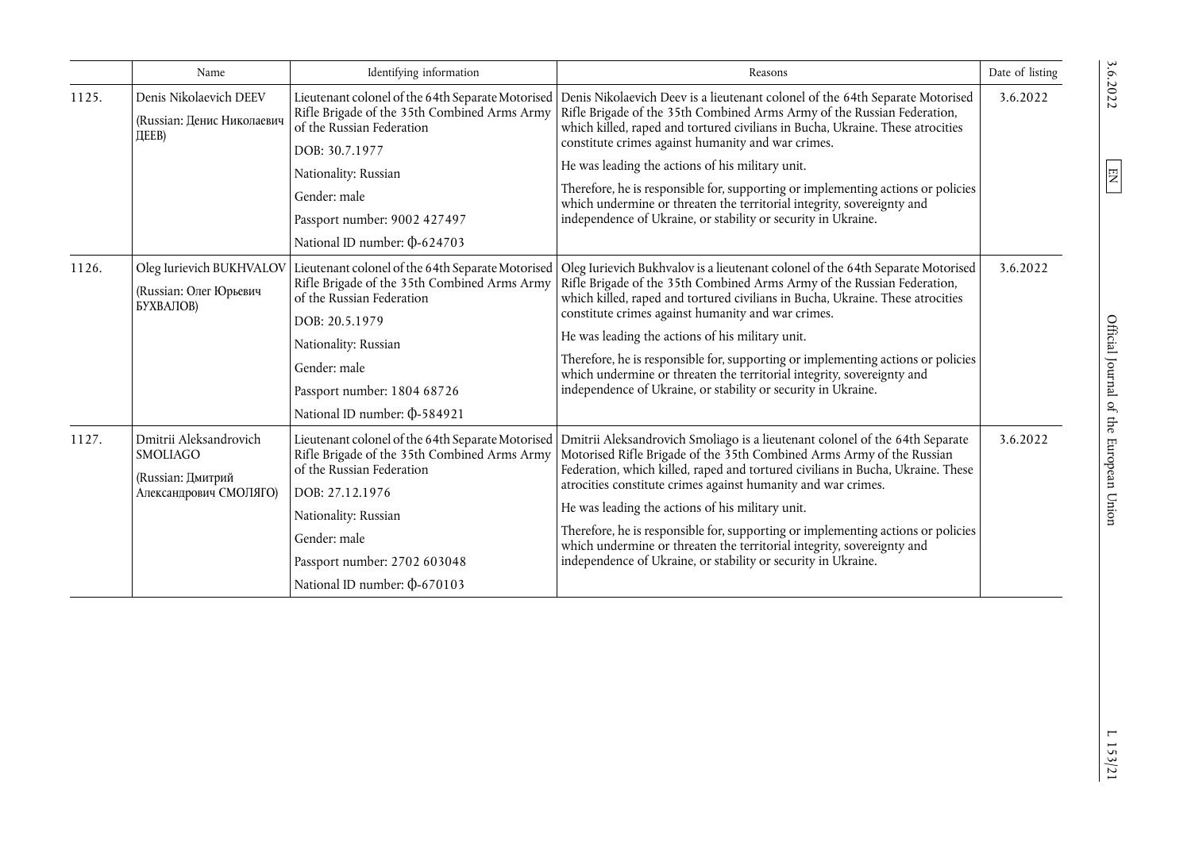| | Name | Identifying information | Reasons | Date of listing |
|---|---|---|---|---|
| 1125. | Denis Nikolaevich DEEV (Russian: Денис Николаевич ДЕЕВ) | Lieutenant colonel of the 64th Separate Motorised Rifle Brigade of the 35th Combined Arms Army of the Russian Federation<br>DOB: 30.7.1977<br>Nationality: Russian<br>Gender: male<br>Passport number: 9002 427497<br>National ID number: ф-624703 | Denis Nikolaevich Deev is a lieutenant colonel of the 64th Separate Motorised Rifle Brigade of the 35th Combined Arms Army of the Russian Federation, which killed, raped and tortured civilians in Bucha, Ukraine. These atrocities constitute crimes against humanity and war crimes.<br>He was leading the actions of his military unit.<br>Therefore, he is responsible for, supporting or implementing actions or policies which undermine or threaten the territorial integrity, sovereignty and independence of Ukraine, or stability or security in Ukraine. | 3.6.2022 |
| 1126. | Oleg Iurievich BUKHVALOV (Russian: Олег Юрьевич БУХВАЛОВ) | Lieutenant colonel of the 64th Separate Motorised Rifle Brigade of the 35th Combined Arms Army of the Russian Federation<br>DOB: 20.5.1979<br>Nationality: Russian<br>Gender: male<br>Passport number: 1804 68726<br>National ID number: ф-584921 | Oleg Iurievich Bukhvalov is a lieutenant colonel of the 64th Separate Motorised Rifle Brigade of the 35th Combined Arms Army of the Russian Federation, which killed, raped and tortured civilians in Bucha, Ukraine. These atrocities constitute crimes against humanity and war crimes.<br>He was leading the actions of his military unit.<br>Therefore, he is responsible for, supporting or implementing actions or policies which undermine or threaten the territorial integrity, sovereignty and independence of Ukraine, or stability or security in Ukraine. | 3.6.2022 |
| 1127. | Dmitrii Aleksandrovich SMOLIAGO (Russian: Дмитрий Александрович СМОЛЯГО) | Lieutenant colonel of the 64th Separate Motorised Rifle Brigade of the 35th Combined Arms Army of the Russian Federation<br>DOB: 27.12.1976<br>Nationality: Russian<br>Gender: male<br>Passport number: 2702 603048<br>National ID number: ф-670103 | Dmitrii Aleksandrovich Smoliago is a lieutenant colonel of the 64th Separate Motorised Rifle Brigade of the 35th Combined Arms Army of the Russian Federation, which killed, raped and tortured civilians in Bucha, Ukraine. These atrocities constitute crimes against humanity and war crimes.<br>He was leading the actions of his military unit.<br>Therefore, he is responsible for, supporting or implementing actions or policies which undermine or threaten the territorial integrity, sovereignty and independence of Ukraine, or stability or security in Ukraine. | 3.6.2022 |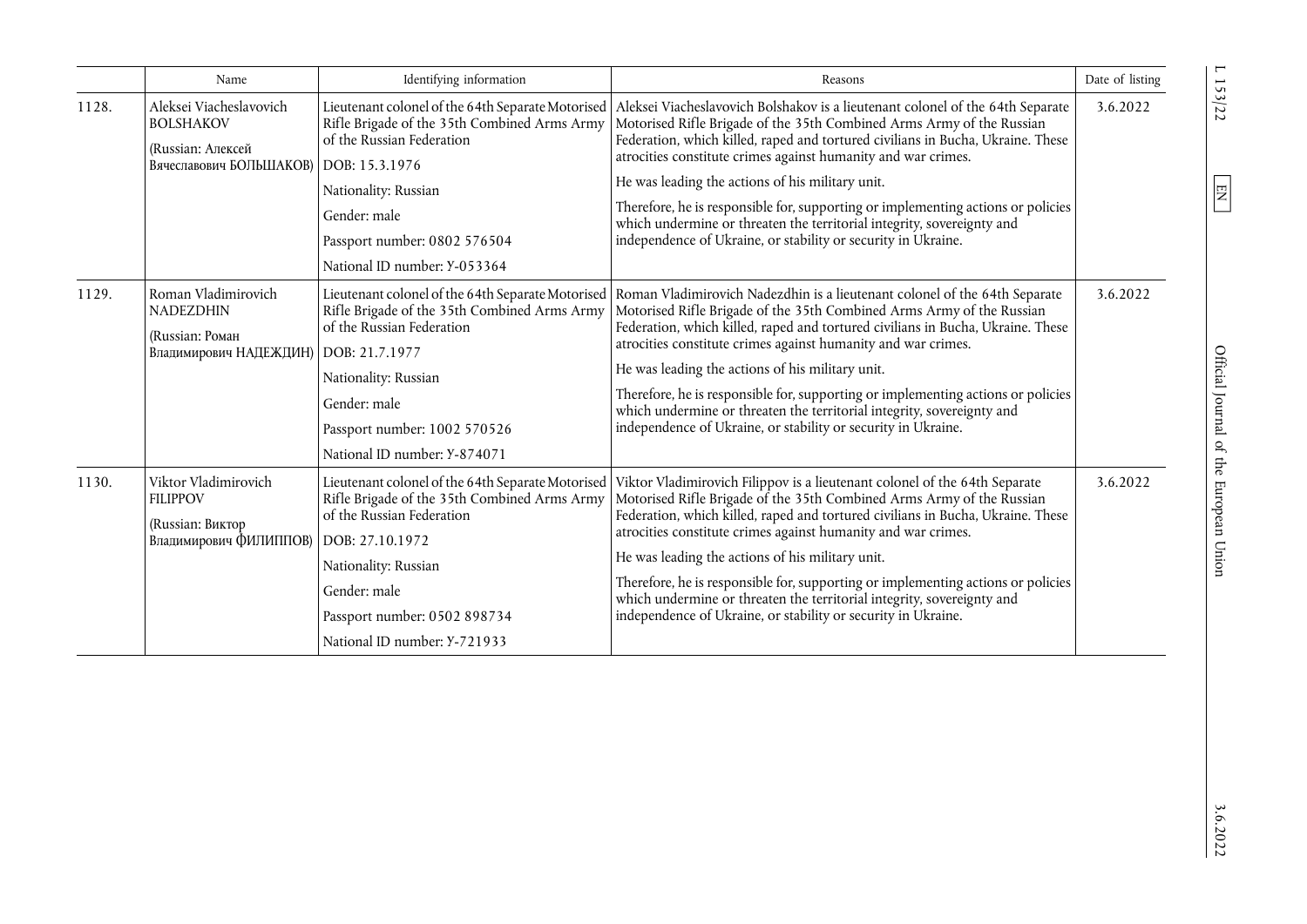| | Name | Identifying information | Reasons | Date of listing |
|---|---|---|---|---|
| 1128. | Aleksei Viacheslavovich BOLSHAKOV (Russian: Алексей Вячеславович БОЛЬШАКОВ) | Lieutenant colonel of the 64th Separate Motorised Rifle Brigade of the 35th Combined Arms Army of the Russian Federation<br>DOB: 15.3.1976<br>Nationality: Russian<br>Gender: male<br>Passport number: 0802 576504<br>National ID number: У-053364 | Aleksei Viacheslavovich Bolshakov is a lieutenant colonel of the 64th Separate Motorised Rifle Brigade of the 35th Combined Arms Army of the Russian Federation, which killed, raped and tortured civilians in Bucha, Ukraine. These atrocities constitute crimes against humanity and war crimes.<br>He was leading the actions of his military unit.<br>Therefore, he is responsible for, supporting or implementing actions or policies which undermine or threaten the territorial integrity, sovereignty and independence of Ukraine, or stability or security in Ukraine. | 3.6.2022 |
| 1129. | Roman Vladimirovich NADEZDHIN (Russian: Роман Владимирович НАДЕЖДИН) | Lieutenant colonel of the 64th Separate Motorised Rifle Brigade of the 35th Combined Arms Army of the Russian Federation<br>DOB: 21.7.1977<br>Nationality: Russian<br>Gender: male<br>Passport number: 1002 570526<br>National ID number: У-874071 | Roman Vladimirovich Nadezdhin is a lieutenant colonel of the 64th Separate Motorised Rifle Brigade of the 35th Combined Arms Army of the Russian Federation, which killed, raped and tortured civilians in Bucha, Ukraine. These atrocities constitute crimes against humanity and war crimes.<br>He was leading the actions of his military unit.<br>Therefore, he is responsible for, supporting or implementing actions or policies which undermine or threaten the territorial integrity, sovereignty and independence of Ukraine, or stability or security in Ukraine. | 3.6.2022 |
| 1130. | Viktor Vladimirovich FILIPPOV (Russian: Виктор Владимирович ФИЛИППОВ) | Lieutenant colonel of the 64th Separate Motorised Rifle Brigade of the 35th Combined Arms Army of the Russian Federation<br>DOB: 27.10.1972<br>Nationality: Russian<br>Gender: male<br>Passport number: 0502 898734<br>National ID number: У-721933 | Viktor Vladimirovich Filippov is a lieutenant colonel of the 64th Separate Motorised Rifle Brigade of the 35th Combined Arms Army of the Russian Federation, which killed, raped and tortured civilians in Bucha, Ukraine. These atrocities constitute crimes against humanity and war crimes.<br>He was leading the actions of his military unit.<br>Therefore, he is responsible for, supporting or implementing actions or policies which undermine or threaten the territorial integrity, sovereignty and independence of Ukraine, or stability or security in Ukraine. | 3.6.2022 |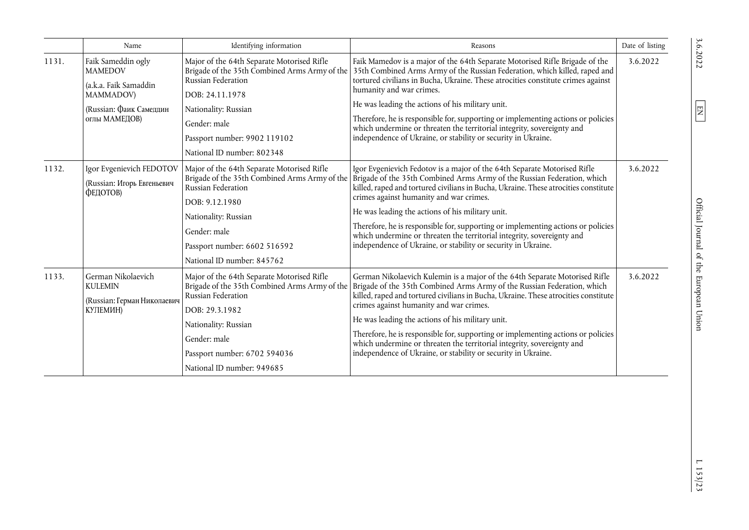| | Name | Identifying information | Reasons | Date of listing |
|---|---|---|---|---|
| 1131. | Faik Sameddin ogly MAMEDOV<br><br>(a.k.a. Faik Samaddin MAMMADOV)<br><br>(Russian: Фаик Самеддин оглы МАМЕДОВ) | Major of the 64th Separate Motorised Rifle Brigade of the 35th Combined Arms Army of the Russian Federation<br><br>DOB: 24.11.1978<br><br>Nationality: Russian<br><br>Gender: male<br><br>Passport number: 9902 119102<br><br>National ID number: 802348 | Faik Mamedov is a major of the 64th Separate Motorised Rifle Brigade of the 35th Combined Arms Army of the Russian Federation, which killed, raped and tortured civilians in Bucha, Ukraine. These atrocities constitute crimes against humanity and war crimes.<br><br>He was leading the actions of his military unit.<br><br>Therefore, he is responsible for, supporting or implementing actions or policies which undermine or threaten the territorial integrity, sovereignty and independence of Ukraine, or stability or security in Ukraine. | 3.6.2022 |
| 1132. | Igor Evgenievich FEDOTOV<br><br>(Russian: Игорь Евгеньевич ФЕДОТОВ) | Major of the 64th Separate Motorised Rifle Brigade of the 35th Combined Arms Army of the Russian Federation<br><br>DOB: 9.12.1980<br><br>Nationality: Russian<br><br>Gender: male<br><br>Passport number: 6602 516592<br><br>National ID number: 845762 | Igor Evgenievich Fedotov is a major of the 64th Separate Motorised Rifle Brigade of the 35th Combined Arms Army of the Russian Federation, which killed, raped and tortured civilians in Bucha, Ukraine. These atrocities constitute crimes against humanity and war crimes.<br><br>He was leading the actions of his military unit.<br><br>Therefore, he is responsible for, supporting or implementing actions or policies which undermine or threaten the territorial integrity, sovereignty and independence of Ukraine, or stability or security in Ukraine. | 3.6.2022 |
| 1133. | German Nikolaevich KULEMIN<br><br>(Russian: Герман Николаевич КУЛЕМИН) | Major of the 64th Separate Motorised Rifle Brigade of the 35th Combined Arms Army of the Russian Federation<br><br>DOB: 29.3.1982<br><br>Nationality: Russian<br><br>Gender: male<br><br>Passport number: 6702 594036<br><br>National ID number: 949685 | German Nikolaevich Kulemin is a major of the 64th Separate Motorised Rifle Brigade of the 35th Combined Arms Army of the Russian Federation, which killed, raped and tortured civilians in Bucha, Ukraine. These atrocities constitute crimes against humanity and war crimes.<br><br>He was leading the actions of his military unit.<br><br>Therefore, he is responsible for, supporting or implementing actions or policies which undermine or threaten the territorial integrity, sovereignty and independence of Ukraine, or stability or security in Ukraine. | 3.6.2022 |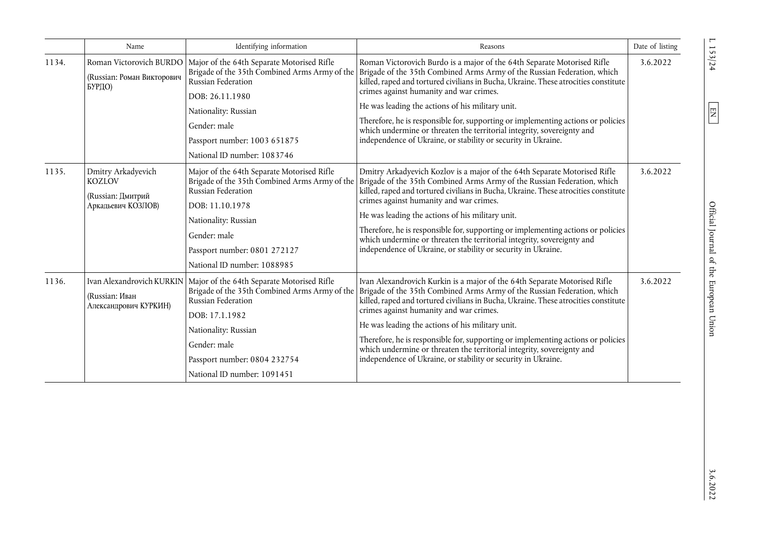| | Name | Identifying information | Reasons | Date of listing |
|---|---|---|---|---|
| 1134. | Roman Victorovich BURDO<br>(Russian: Роман Викторович БУРДО) | Major of the 64th Separate Motorised Rifle Brigade of the 35th Combined Arms Army of the Russian Federation<br>DOB: 26.11.1980<br>Nationality: Russian<br>Gender: male<br>Passport number: 1003 651875<br>National ID number: 1083746 | Roman Victorovich Burdo is a major of the 64th Separate Motorised Rifle Brigade of the 35th Combined Arms Army of the Russian Federation, which killed, raped and tortured civilians in Bucha, Ukraine. These atrocities constitute crimes against humanity and war crimes.<br>He was leading the actions of his military unit.<br>Therefore, he is responsible for, supporting or implementing actions or policies which undermine or threaten the territorial integrity, sovereignty and independence of Ukraine, or stability or security in Ukraine. | 3.6.2022 |
| 1135. | Dmitry Arkadyevich KOZLOV<br>(Russian: Дмитрий Аркадьевич КОЗЛОВ) | Major of the 64th Separate Motorised Rifle Brigade of the 35th Combined Arms Army of the Russian Federation<br>DOB: 11.10.1978<br>Nationality: Russian<br>Gender: male<br>Passport number: 0801 272127<br>National ID number: 1088985 | Dmitry Arkadyevich Kozlov is a major of the 64th Separate Motorised Rifle Brigade of the 35th Combined Arms Army of the Russian Federation, which killed, raped and tortured civilians in Bucha, Ukraine. These atrocities constitute crimes against humanity and war crimes.<br>He was leading the actions of his military unit.<br>Therefore, he is responsible for, supporting or implementing actions or policies which undermine or threaten the territorial integrity, sovereignty and independence of Ukraine, or stability or security in Ukraine. | 3.6.2022 |
| 1136. | Ivan Alexandrovich KURKIN<br>(Russian: Иван Александрович КУРКИН) | Major of the 64th Separate Motorised Rifle Brigade of the 35th Combined Arms Army of the Russian Federation<br>DOB: 17.1.1982<br>Nationality: Russian<br>Gender: male<br>Passport number: 0804 232754<br>National ID number: 1091451 | Ivan Alexandrovich Kurkin is a major of the 64th Separate Motorised Rifle Brigade of the 35th Combined Arms Army of the Russian Federation, which killed, raped and tortured civilians in Bucha, Ukraine. These atrocities constitute crimes against humanity and war crimes.<br>He was leading the actions of his military unit.<br>Therefore, he is responsible for, supporting or implementing actions or policies which undermine or threaten the territorial integrity, sovereignty and independence of Ukraine, or stability or security in Ukraine. | 3.6.2022 |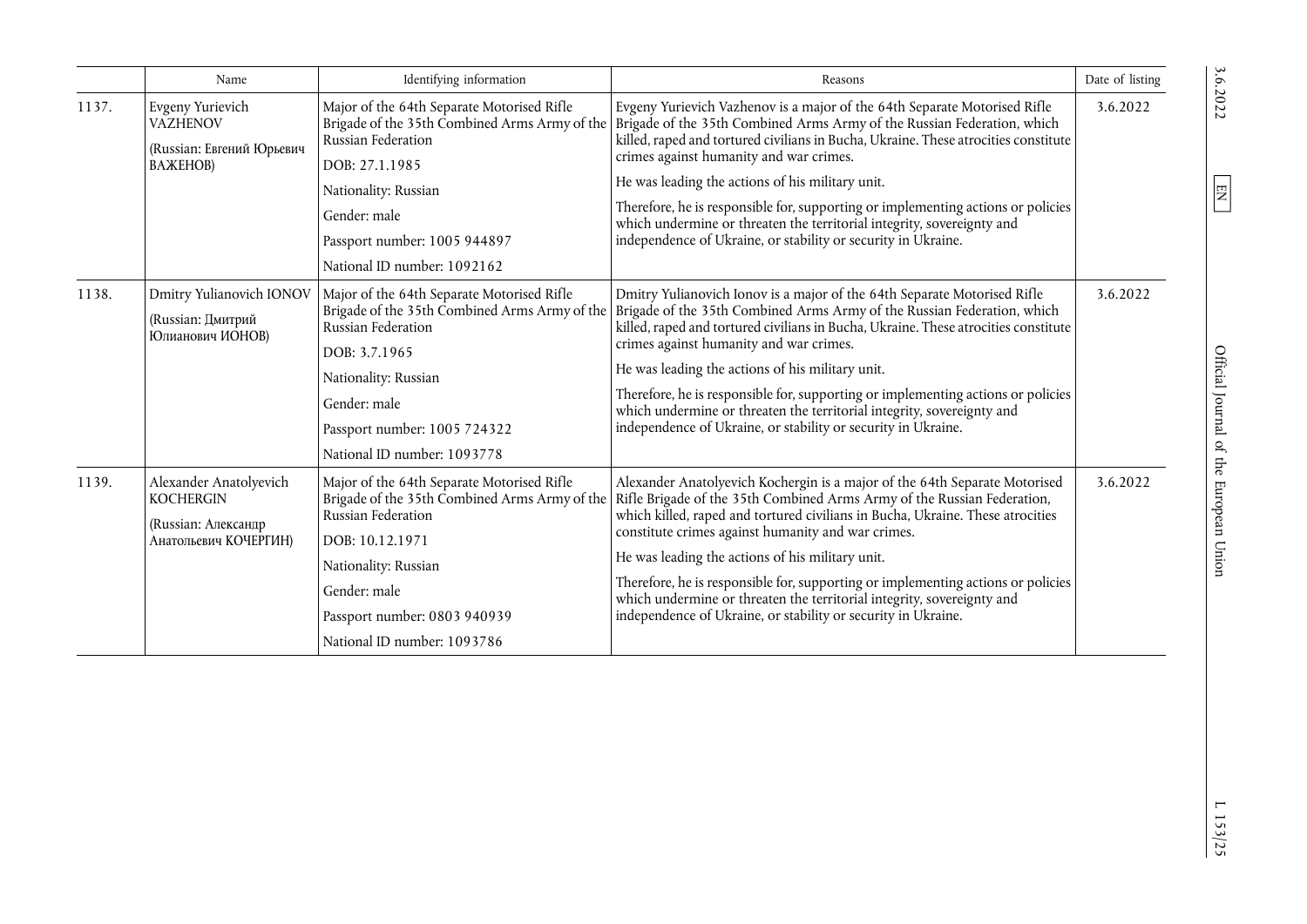| | Name | Identifying information | Reasons | Date of listing |
|---|---|---|---|---|
| 1137. | Evgeny Yurievich VAZHENOV<br><br>(Russian: Евгений Юрьевич ВАЖЕНОВ) | Major of the 64th Separate Motorised Rifle Brigade of the 35th Combined Arms Army of the Russian Federation<br><br>DOB: 27.1.1985<br><br>Nationality: Russian<br><br>Gender: male<br><br>Passport number: 1005 944897<br><br>National ID number: 1092162 | Evgeny Yurievich Vazhenov is a major of the 64th Separate Motorised Rifle Brigade of the 35th Combined Arms Army of the Russian Federation, which killed, raped and tortured civilians in Bucha, Ukraine. These atrocities constitute crimes against humanity and war crimes.<br><br>He was leading the actions of his military unit.<br><br>Therefore, he is responsible for, supporting or implementing actions or policies which undermine or threaten the territorial integrity, sovereignty and independence of Ukraine, or stability or security in Ukraine. | 3.6.2022 |
| 1138. | Dmitry Yulianovich IONOV<br><br>(Russian: Дмитрий Юлианович ИОНОВ) | Major of the 64th Separate Motorised Rifle Brigade of the 35th Combined Arms Army of the Russian Federation<br><br>DOB: 3.7.1965<br><br>Nationality: Russian<br><br>Gender: male<br><br>Passport number: 1005 724322<br><br>National ID number: 1093778 | Dmitry Yulianovich Ionov is a major of the 64th Separate Motorised Rifle Brigade of the 35th Combined Arms Army of the Russian Federation, which killed, raped and tortured civilians in Bucha, Ukraine. These atrocities constitute crimes against humanity and war crimes.<br><br>He was leading the actions of his military unit.<br><br>Therefore, he is responsible for, supporting or implementing actions or policies which undermine or threaten the territorial integrity, sovereignty and independence of Ukraine, or stability or security in Ukraine. | 3.6.2022 |
| 1139. | Alexander Anatolyevich KOCHERGIN<br><br>(Russian: Александр Анатольевич КОЧЕРГИН) | Major of the 64th Separate Motorised Rifle Brigade of the 35th Combined Arms Army of the Russian Federation<br><br>DOB: 10.12.1971<br><br>Nationality: Russian<br><br>Gender: male<br><br>Passport number: 0803 940939<br><br>National ID number: 1093786 | Alexander Anatolyevich Kochergin is a major of the 64th Separate Motorised Rifle Brigade of the 35th Combined Arms Army of the Russian Federation, which killed, raped and tortured civilians in Bucha, Ukraine. These atrocities constitute crimes against humanity and war crimes.<br><br>He was leading the actions of his military unit.<br><br>Therefore, he is responsible for, supporting or implementing actions or policies which undermine or threaten the territorial integrity, sovereignty and independence of Ukraine, or stability or security in Ukraine. | 3.6.2022 |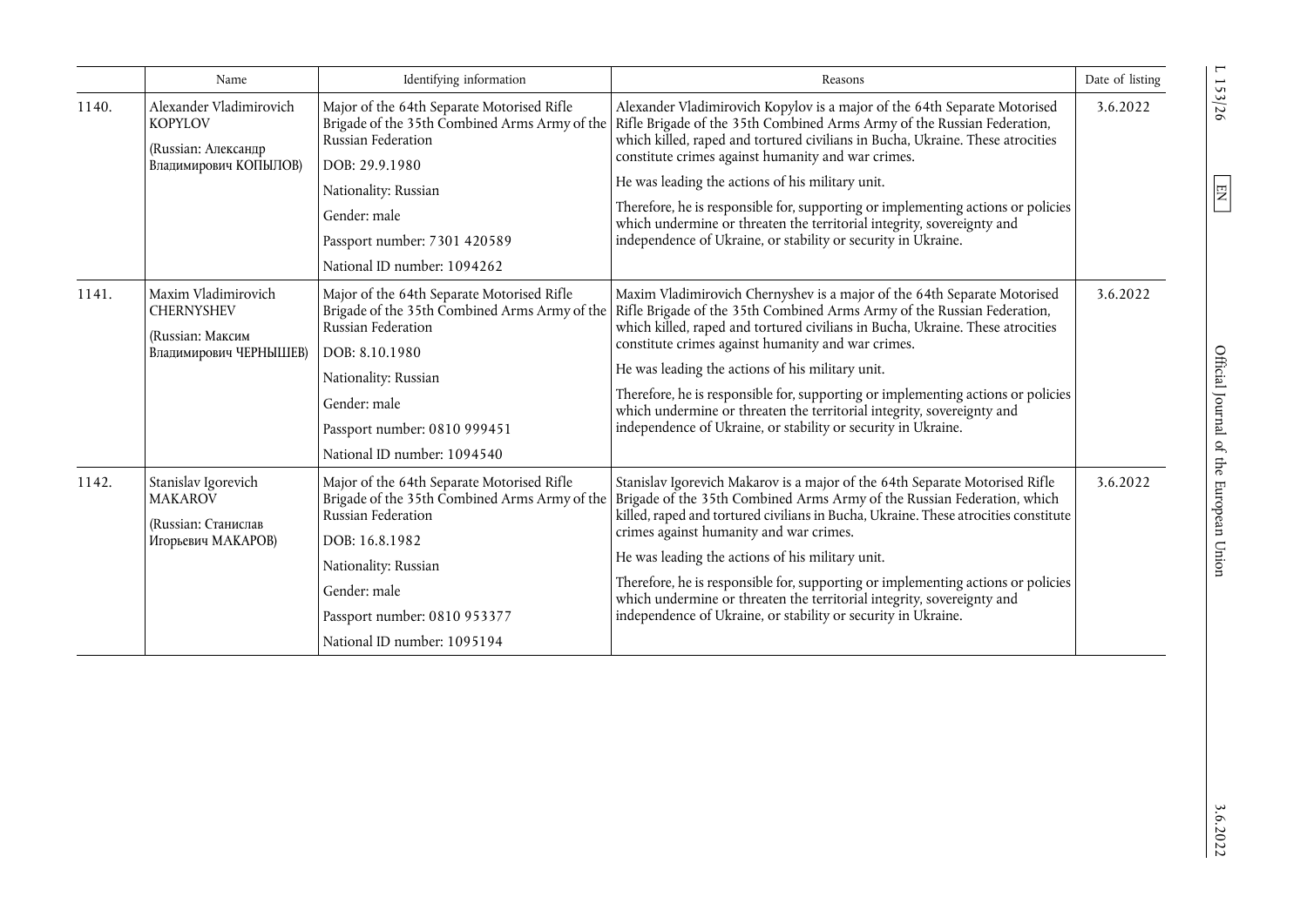| | Name | Identifying information | Reasons | Date of listing |
|---|---|---|---|---|
| 1140. | Alexander Vladimirovich KOPYLOV<br><br>(Russian: Александр Владимирович КОПЫЛОВ) | Major of the 64th Separate Motorised Rifle Brigade of the 35th Combined Arms Army of the Russian Federation<br><br>DOB: 29.9.1980<br><br>Nationality: Russian<br><br>Gender: male<br><br>Passport number: 7301 420589<br><br>National ID number: 1094262 | Alexander Vladimirovich Kopylov is a major of the 64th Separate Motorised Rifle Brigade of the 35th Combined Arms Army of the Russian Federation, which killed, raped and tortured civilians in Bucha, Ukraine. These atrocities constitute crimes against humanity and war crimes.<br><br>He was leading the actions of his military unit.<br><br>Therefore, he is responsible for, supporting or implementing actions or policies which undermine or threaten the territorial integrity, sovereignty and independence of Ukraine, or stability or security in Ukraine. | 3.6.2022 |
| 1141. | Maxim Vladimirovich CHERNYSHEV<br><br>(Russian: Максим Владимирович ЧЕРНЫШЕВ) | Major of the 64th Separate Motorised Rifle Brigade of the 35th Combined Arms Army of the Russian Federation<br><br>DOB: 8.10.1980<br><br>Nationality: Russian<br><br>Gender: male<br><br>Passport number: 0810 999451<br><br>National ID number: 1094540 | Maxim Vladimirovich Chernyshev is a major of the 64th Separate Motorised Rifle Brigade of the 35th Combined Arms Army of the Russian Federation, which killed, raped and tortured civilians in Bucha, Ukraine. These atrocities constitute crimes against humanity and war crimes.<br><br>He was leading the actions of his military unit.<br><br>Therefore, he is responsible for, supporting or implementing actions or policies which undermine or threaten the territorial integrity, sovereignty and independence of Ukraine, or stability or security in Ukraine. | 3.6.2022 |
| 1142. | Stanislav Igorevich MAKAROV<br><br>(Russian: Станислав Игорьевич МАКАРОВ) | Major of the 64th Separate Motorised Rifle Brigade of the 35th Combined Arms Army of the Russian Federation<br><br>DOB: 16.8.1982<br><br>Nationality: Russian<br><br>Gender: male<br><br>Passport number: 0810 953377<br><br>National ID number: 1095194 | Stanislav Igorevich Makarov is a major of the 64th Separate Motorised Rifle Brigade of the 35th Combined Arms Army of the Russian Federation, which killed, raped and tortured civilians in Bucha, Ukraine. These atrocities constitute crimes against humanity and war crimes.<br><br>He was leading the actions of his military unit.<br><br>Therefore, he is responsible for, supporting or implementing actions or policies which undermine or threaten the territorial integrity, sovereignty and independence of Ukraine, or stability or security in Ukraine. | 3.6.2022 |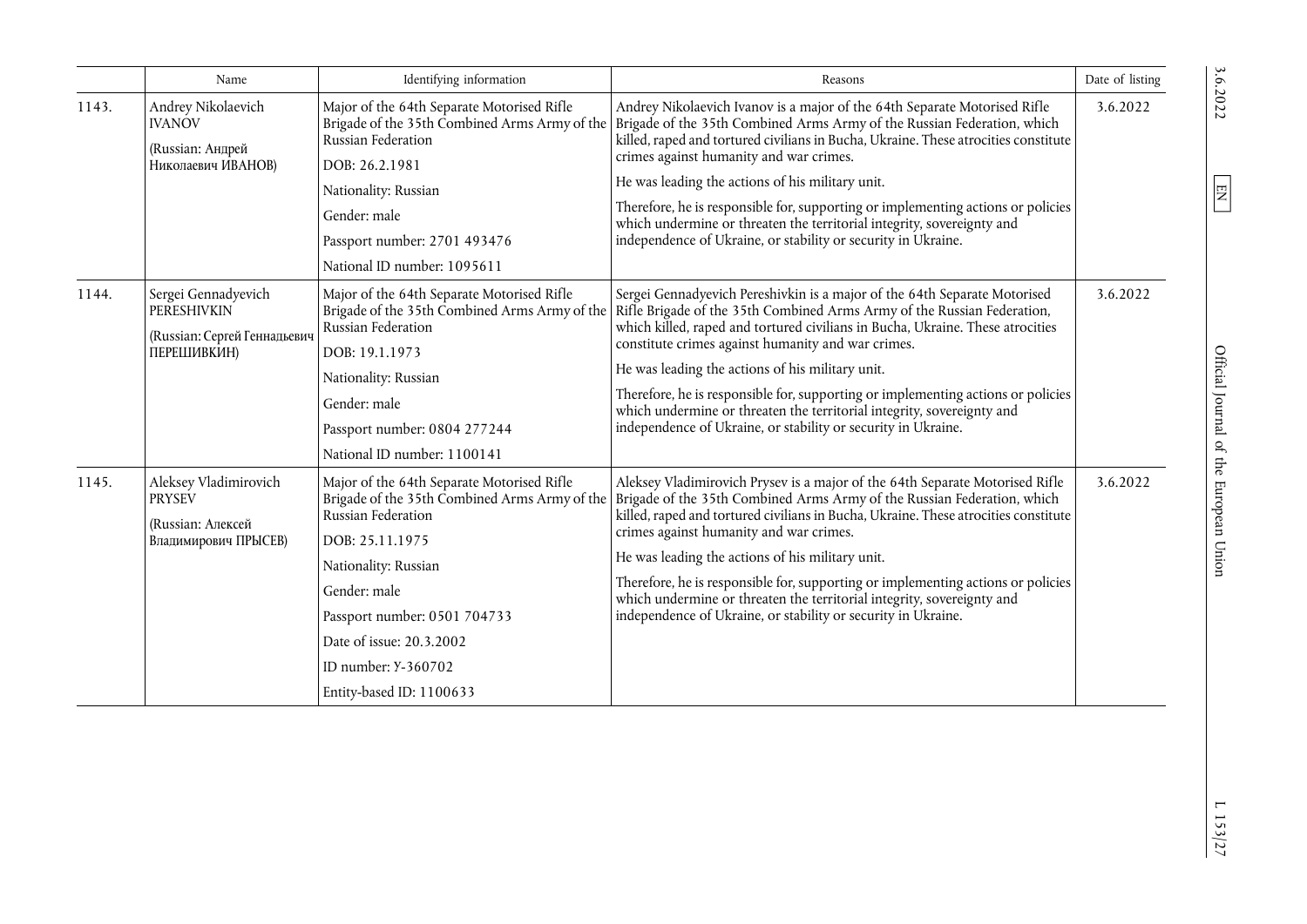| | Name | Identifying information | Reasons | Date of listing |
|---|---|---|---|---|
| 1143. | Andrey Nikolaevich IVANOV<br><br>(Russian: Андрей Николаевич ИВАНОВ) | Major of the 64th Separate Motorised Rifle Brigade of the 35th Combined Arms Army of the Russian Federation<br><br>DOB: 26.2.1981<br><br>Nationality: Russian<br><br>Gender: male<br><br>Passport number: 2701 493476<br><br>National ID number: 1095611 | Andrey Nikolaevich Ivanov is a major of the 64th Separate Motorised Rifle Brigade of the 35th Combined Arms Army of the Russian Federation, which killed, raped and tortured civilians in Bucha, Ukraine. These atrocities constitute crimes against humanity and war crimes.<br><br>He was leading the actions of his military unit.<br><br>Therefore, he is responsible for, supporting or implementing actions or policies which undermine or threaten the territorial integrity, sovereignty and independence of Ukraine, or stability or security in Ukraine. | 3.6.2022 |
| 1144. | Sergei Gennadyevich PERESHIVKIN<br><br>(Russian: Сергей Геннадьевич ПЕРЕШИВКИН) | Major of the 64th Separate Motorised Rifle Brigade of the 35th Combined Arms Army of the Russian Federation<br><br>DOB: 19.1.1973<br><br>Nationality: Russian<br><br>Gender: male<br><br>Passport number: 0804 277244<br><br>National ID number: 1100141 | Sergei Gennadyevich Pereshivkin is a major of the 64th Separate Motorised Rifle Brigade of the 35th Combined Arms Army of the Russian Federation, which killed, raped and tortured civilians in Bucha, Ukraine. These atrocities constitute crimes against humanity and war crimes.<br><br>He was leading the actions of his military unit.<br><br>Therefore, he is responsible for, supporting or implementing actions or policies which undermine or threaten the territorial integrity, sovereignty and independence of Ukraine, or stability or security in Ukraine. | 3.6.2022 |
| 1145. | Aleksey Vladimirovich PRYSEV<br><br>(Russian: Алексей Владимирович ПРЫСЕВ) | Major of the 64th Separate Motorised Rifle Brigade of the 35th Combined Arms Army of the Russian Federation<br><br>DOB: 25.11.1975<br><br>Nationality: Russian<br><br>Gender: male<br><br>Passport number: 0501 704733<br><br>Date of issue: 20.3.2002<br><br>ID number: У-360702<br><br>Entity-based ID: 1100633 | Aleksey Vladimirovich Prysev is a major of the 64th Separate Motorised Rifle Brigade of the 35th Combined Arms Army of the Russian Federation, which killed, raped and tortured civilians in Bucha, Ukraine. These atrocities constitute crimes against humanity and war crimes.<br><br>He was leading the actions of his military unit.<br><br>Therefore, he is responsible for, supporting or implementing actions or policies which undermine or threaten the territorial integrity, sovereignty and independence of Ukraine, or stability or security in Ukraine. | 3.6.2022 |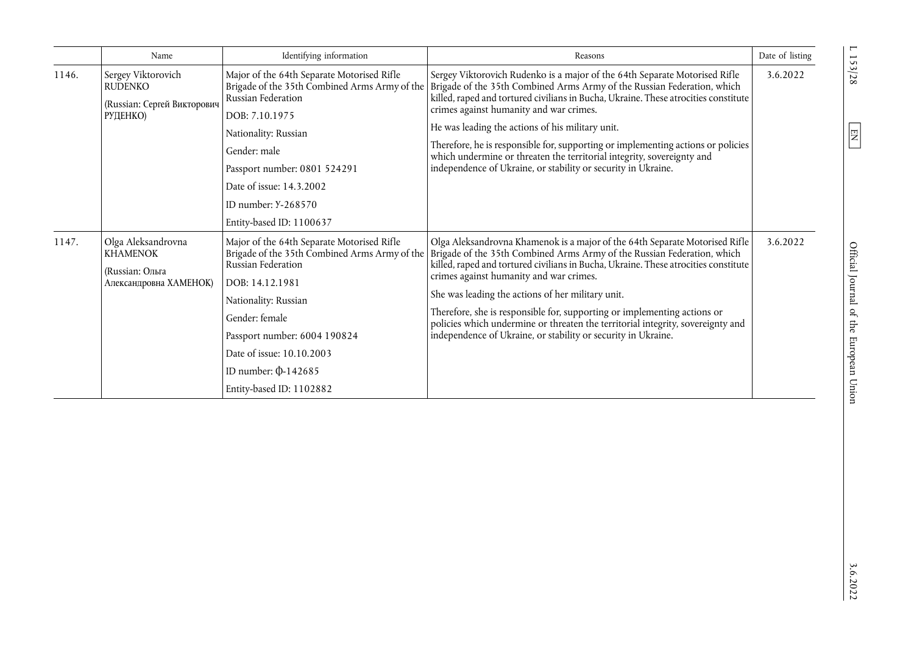| | Name | Identifying information | Reasons | Date of listing |
|---|---|---|---|---|
| 1146. | Sergey Viktorovich RUDENKO<br>(Russian: Сергей Викторович РУДЕНКО) | Major of the 64th Separate Motorised Rifle Brigade of the 35th Combined Arms Army of the Russian Federation<br>DOB: 7.10.1975<br>Nationality: Russian<br>Gender: male<br>Passport number: 0801 524291<br>Date of issue: 14.3.2002<br>ID number: У-268570<br>Entity-based ID: 1100637 | Sergey Viktorovich Rudenko is a major of the 64th Separate Motorised Rifle Brigade of the 35th Combined Arms Army of the Russian Federation, which killed, raped and tortured civilians in Bucha, Ukraine. These atrocities constitute crimes against humanity and war crimes.<br>He was leading the actions of his military unit.<br>Therefore, he is responsible for, supporting or implementing actions or policies which undermine or threaten the territorial integrity, sovereignty and independence of Ukraine, or stability or security in Ukraine. | 3.6.2022 |
| 1147. | Olga Aleksandrovna KHAMENOK<br>(Russian: Ольга Александровна ХАМЕНОК) | Major of the 64th Separate Motorised Rifle Brigade of the 35th Combined Arms Army of the Russian Federation<br>DOB: 14.12.1981<br>Nationality: Russian<br>Gender: female<br>Passport number: 6004 190824<br>Date of issue: 10.10.2003<br>ID number: Ф-142685<br>Entity-based ID: 1102882 | Olga Aleksandrovna Khamenok is a major of the 64th Separate Motorised Rifle Brigade of the 35th Combined Arms Army of the Russian Federation, which killed, raped and tortured civilians in Bucha, Ukraine. These atrocities constitute crimes against humanity and war crimes.<br>She was leading the actions of her military unit.<br>Therefore, she is responsible for, supporting or implementing actions or policies which undermine or threaten the territorial integrity, sovereignty and independence of Ukraine, or stability or security in Ukraine. | 3.6.2022 |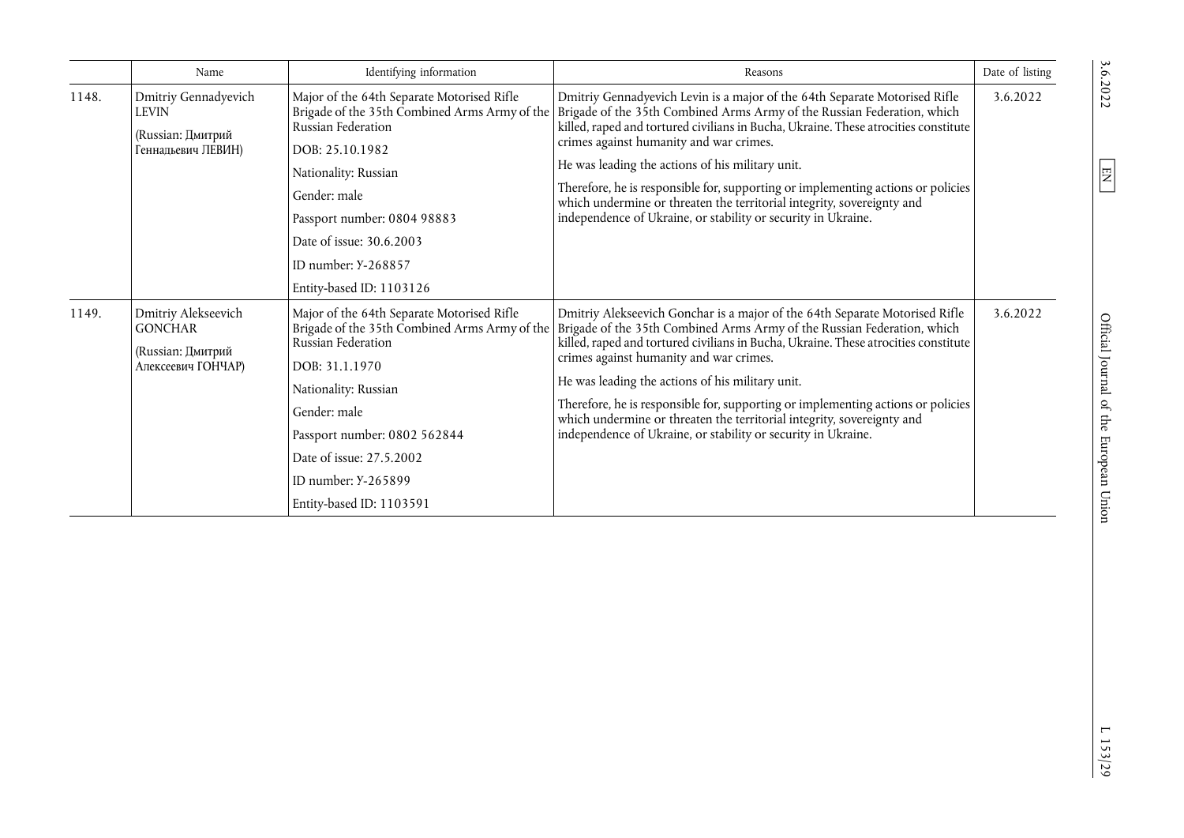| | Name | Identifying information | Reasons | Date of listing |
|---|---|---|---|---|
| 1148. | Dmitriy Gennadyevich LEVIN (Russian: Дмитрий Геннадьевич ЛЕВИН) | Major of the 64th Separate Motorised Rifle Brigade of the 35th Combined Arms Army of the Russian Federation<br>DOB: 25.10.1982<br>Nationality: Russian<br>Gender: male<br>Passport number: 0804 98883<br>Date of issue: 30.6.2003<br>ID number: У-268857<br>Entity-based ID: 1103126 | Dmitriy Gennadyevich Levin is a major of the 64th Separate Motorised Rifle Brigade of the 35th Combined Arms Army of the Russian Federation, which killed, raped and tortured civilians in Bucha, Ukraine. These atrocities constitute crimes against humanity and war crimes.<br>He was leading the actions of his military unit.<br>Therefore, he is responsible for, supporting or implementing actions or policies which undermine or threaten the territorial integrity, sovereignty and independence of Ukraine, or stability or security in Ukraine. | 3.6.2022 |
| 1149. | Dmitriy Alekseevich GONCHAR (Russian: Дмитрий Алексеевич ГОНЧАР) | Major of the 64th Separate Motorised Rifle Brigade of the 35th Combined Arms Army of the Russian Federation<br>DOB: 31.1.1970<br>Nationality: Russian<br>Gender: male<br>Passport number: 0802 562844<br>Date of issue: 27.5.2002<br>ID number: У-265899<br>Entity-based ID: 1103591 | Dmitriy Alekseevich Gonchar is a major of the 64th Separate Motorised Rifle Brigade of the 35th Combined Arms Army of the Russian Federation, which killed, raped and tortured civilians in Bucha, Ukraine. These atrocities constitute crimes against humanity and war crimes.<br>He was leading the actions of his military unit.<br>Therefore, he is responsible for, supporting or implementing actions or policies which undermine or threaten the territorial integrity, sovereignty and independence of Ukraine, or stability or security in Ukraine. | 3.6.2022 |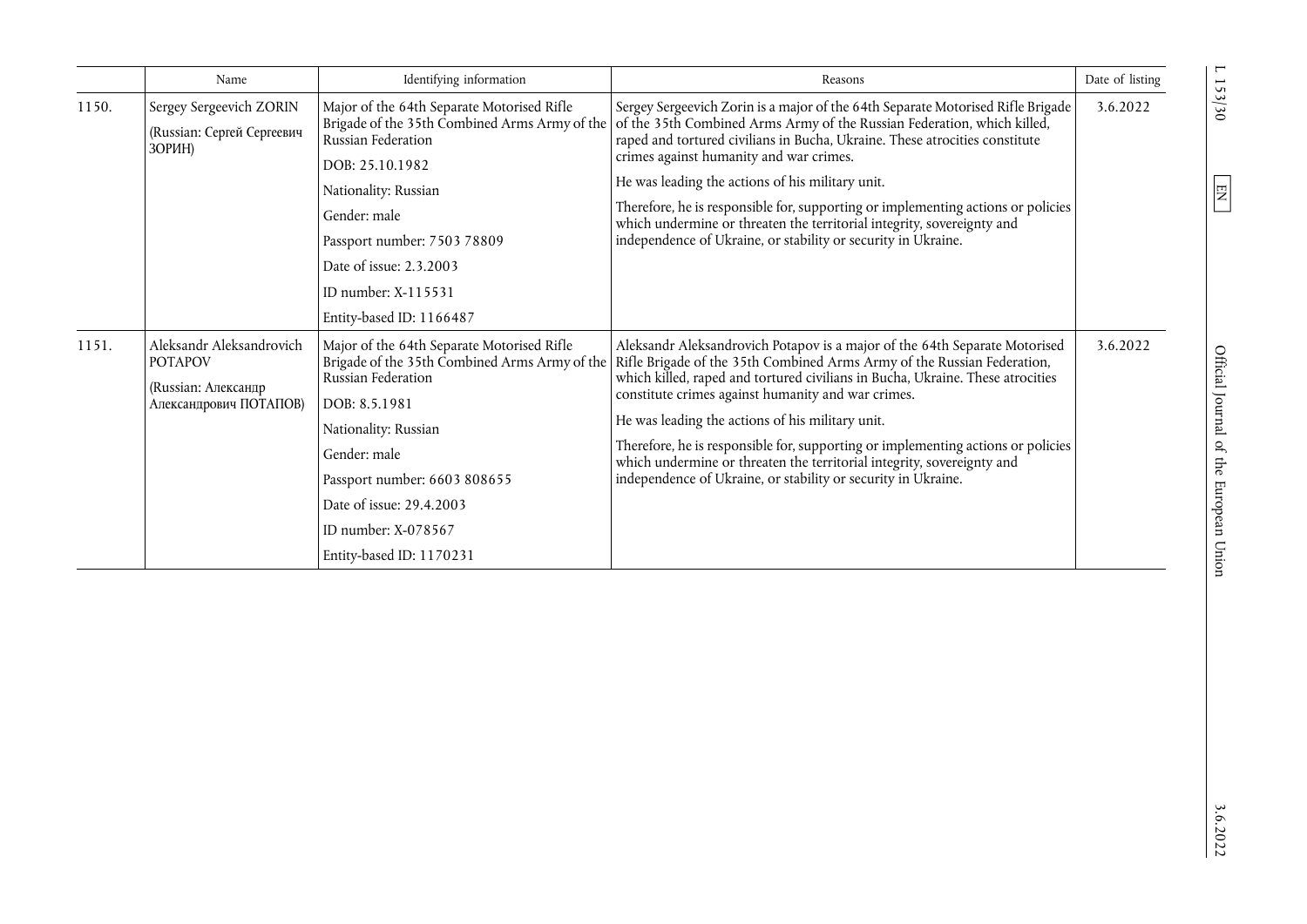| | Name | Identifying information | Reasons | Date of listing |
|---|---|---|---|---|
| 1150. | Sergey Sergeevich ZORIN (Russian: Сергей Сергеевич ЗОРИН) | Major of the 64th Separate Motorised Rifle Brigade of the 35th Combined Arms Army of the Russian Federation<br><br>DOB: 25.10.1982<br><br>Nationality: Russian<br><br>Gender: male<br><br>Passport number: 7503 78809<br><br>Date of issue: 2.3.2003<br><br>ID number: X-115531<br><br>Entity-based ID: 1166487 | Sergey Sergeevich Zorin is a major of the 64th Separate Motorised Rifle Brigade of the 35th Combined Arms Army of the Russian Federation, which killed, raped and tortured civilians in Bucha, Ukraine. These atrocities constitute crimes against humanity and war crimes.<br><br>He was leading the actions of his military unit.<br><br>Therefore, he is responsible for, supporting or implementing actions or policies which undermine or threaten the territorial integrity, sovereignty and independence of Ukraine, or stability or security in Ukraine. | 3.6.2022 |
| 1151. | Aleksandr Aleksandrovich POTAPOV (Russian: Александр Александрович ПОТАПОВ) | Major of the 64th Separate Motorised Rifle Brigade of the 35th Combined Arms Army of the Russian Federation<br><br>DOB: 8.5.1981<br><br>Nationality: Russian<br><br>Gender: male<br><br>Passport number: 6603 808655<br><br>Date of issue: 29.4.2003<br><br>ID number: X-078567<br><br>Entity-based ID: 1170231 | Aleksandr Aleksandrovich Potapov is a major of the 64th Separate Motorised Rifle Brigade of the 35th Combined Arms Army of the Russian Federation, which killed, raped and tortured civilians in Bucha, Ukraine. These atrocities constitute crimes against humanity and war crimes.<br><br>He was leading the actions of his military unit.<br><br>Therefore, he is responsible for, supporting or implementing actions or policies which undermine or threaten the territorial integrity, sovereignty and independence of Ukraine, or stability or security in Ukraine. | 3.6.2022 |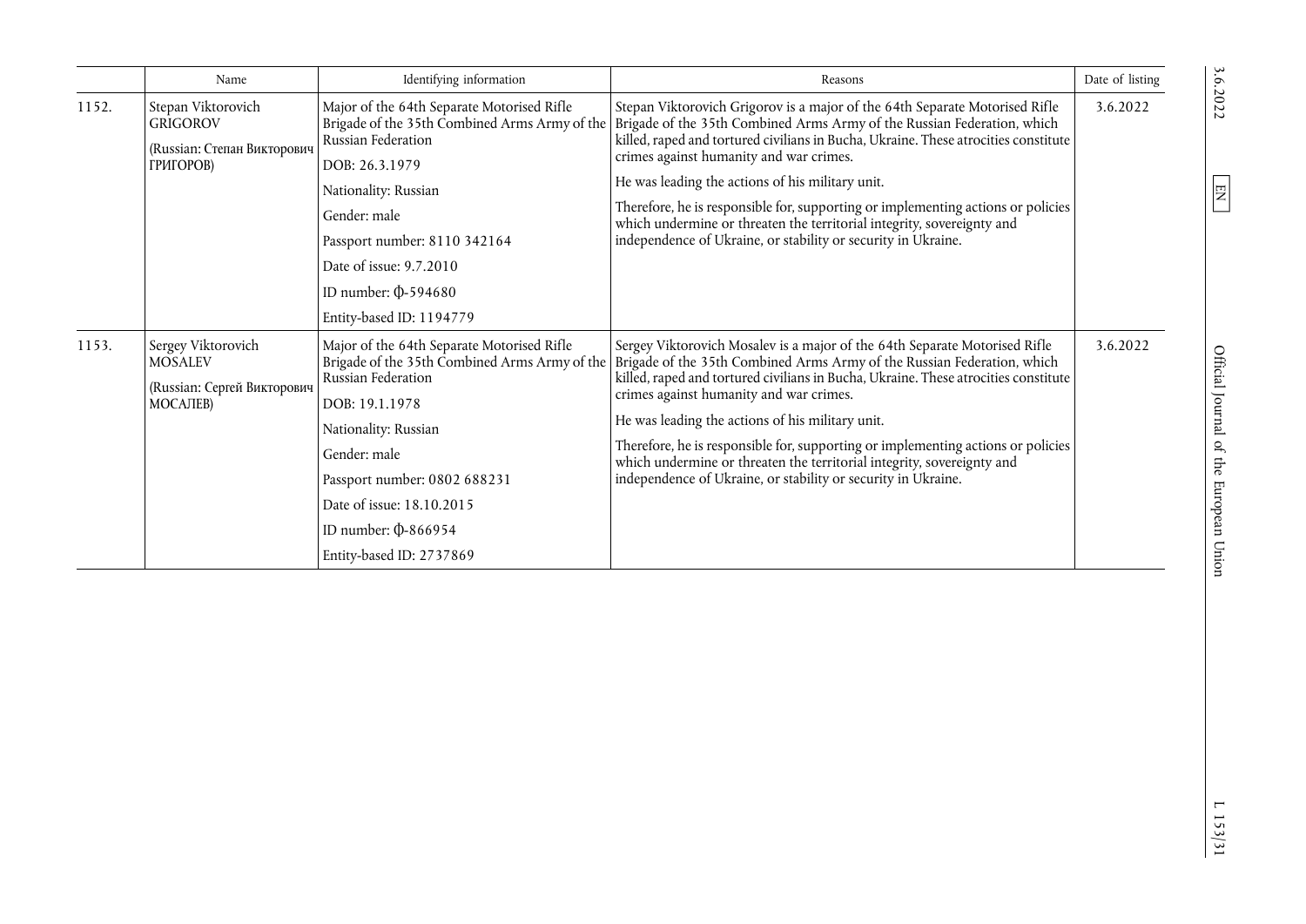| | Name | Identifying information | Reasons | Date of listing |
|---|---|---|---|---|
| 1152. | Stepan Viktorovich GRIGOROV<br><br>(Russian: Степан Викторович ГРИГОРОВ) | Major of the 64th Separate Motorised Rifle Brigade of the 35th Combined Arms Army of the Russian Federation<br><br>DOB: 26.3.1979<br><br>Nationality: Russian<br><br>Gender: male<br><br>Passport number: 8110 342164<br><br>Date of issue: 9.7.2010<br><br>ID number: ф-594680<br><br>Entity-based ID: 1194779 | Stepan Viktorovich Grigorov is a major of the 64th Separate Motorised Rifle Brigade of the 35th Combined Arms Army of the Russian Federation, which killed, raped and tortured civilians in Bucha, Ukraine. These atrocities constitute crimes against humanity and war crimes.<br><br>He was leading the actions of his military unit.<br><br>Therefore, he is responsible for, supporting or implementing actions or policies which undermine or threaten the territorial integrity, sovereignty and independence of Ukraine, or stability or security in Ukraine. | 3.6.2022 |
| 1153. | Sergey Viktorovich MOSALEV<br><br>(Russian: Сергей Викторович МОСАЛЕВ) | Major of the 64th Separate Motorised Rifle Brigade of the 35th Combined Arms Army of the Russian Federation<br><br>DOB: 19.1.1978<br><br>Nationality: Russian<br><br>Gender: male<br><br>Passport number: 0802 688231<br><br>Date of issue: 18.10.2015<br><br>ID number: ф-866954<br><br>Entity-based ID: 2737869 | Sergey Viktorovich Mosalev is a major of the 64th Separate Motorised Rifle Brigade of the 35th Combined Arms Army of the Russian Federation, which killed, raped and tortured civilians in Bucha, Ukraine. These atrocities constitute crimes against humanity and war crimes.<br><br>He was leading the actions of his military unit.<br><br>Therefore, he is responsible for, supporting or implementing actions or policies which undermine or threaten the territorial integrity, sovereignty and independence of Ukraine, or stability or security in Ukraine. | 3.6.2022 |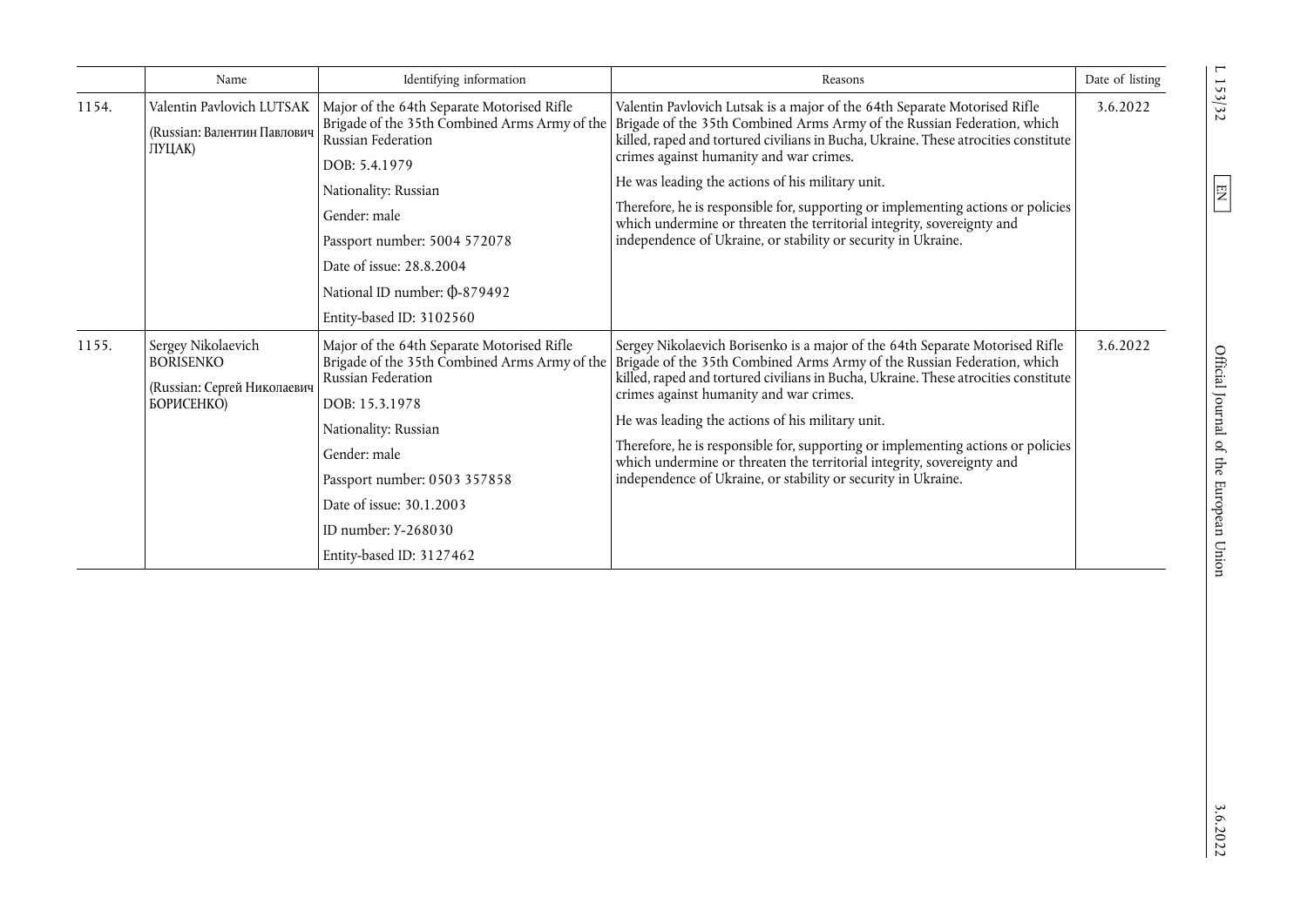| | Name | Identifying information | Reasons | Date of listing |
|---|---|---|---|---|
| 1154. | Valentin Pavlovich LUTSAK (Russian: Валентин Павлович ЛУЦАК) | Major of the 64th Separate Motorised Rifle Brigade of the 35th Combined Arms Army of the Russian Federation<br><br>DOB: 5.4.1979<br><br>Nationality: Russian<br><br>Gender: male<br><br>Passport number: 5004 572078<br><br>Date of issue: 28.8.2004<br><br>National ID number: ф-879492<br><br>Entity-based ID: 3102560 | Valentin Pavlovich Lutsak is a major of the 64th Separate Motorised Rifle Brigade of the 35th Combined Arms Army of the Russian Federation, which killed, raped and tortured civilians in Bucha, Ukraine. These atrocities constitute crimes against humanity and war crimes.<br><br>He was leading the actions of his military unit.<br><br>Therefore, he is responsible for, supporting or implementing actions or policies which undermine or threaten the territorial integrity, sovereignty and independence of Ukraine, or stability or security in Ukraine. | 3.6.2022 |
| 1155. | Sergey Nikolaevich BORISENKO (Russian: Сергей Николаевич БОРИСЕНКО) | Major of the 64th Separate Motorised Rifle Brigade of the 35th Combined Arms Army of the Russian Federation<br><br>DOB: 15.3.1978<br><br>Nationality: Russian<br><br>Gender: male<br><br>Passport number: 0503 357858<br><br>Date of issue: 30.1.2003<br><br>ID number: У-268030<br><br>Entity-based ID: 3127462 | Sergey Nikolaevich Borisenko is a major of the 64th Separate Motorised Rifle Brigade of the 35th Combined Arms Army of the Russian Federation, which killed, raped and tortured civilians in Bucha, Ukraine. These atrocities constitute crimes against humanity and war crimes.<br><br>He was leading the actions of his military unit.<br><br>Therefore, he is responsible for, supporting or implementing actions or policies which undermine or threaten the territorial integrity, sovereignty and independence of Ukraine, or stability or security in Ukraine. | 3.6.2022 |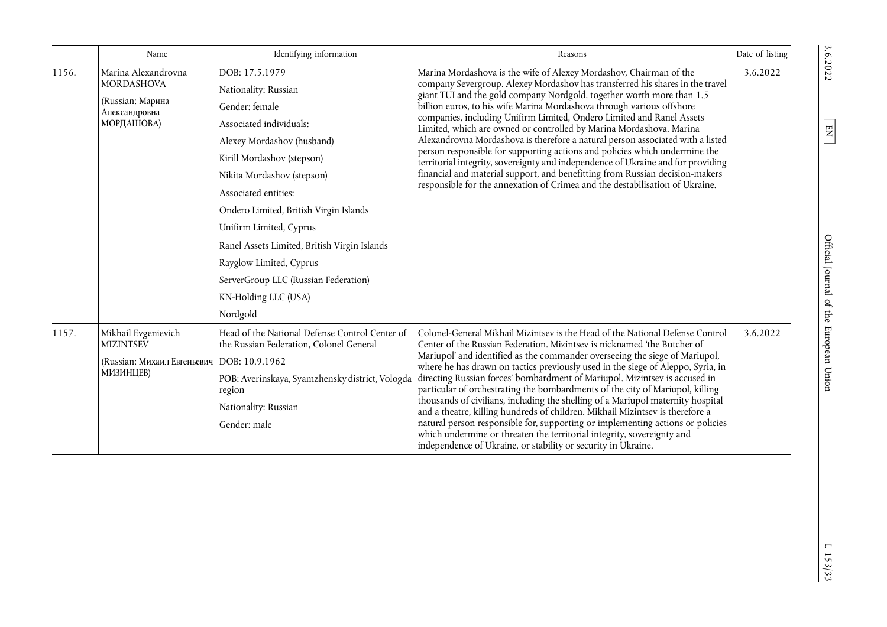| | Name | Identifying information | Reasons | Date of listing |
|---|---|---|---|---|
| 1156. | Marina Alexandrovna MORDASHOVA<br><br>(Russian: Марина Александровна МОРДАШОВА) | DOB: 17.5.1979<br><br>Nationality: Russian<br><br>Gender: female<br><br>Associated individuals:<br><br>Alexey Mordashov (husband)<br><br>Kirill Mordashov (stepson)<br><br>Nikita Mordashov (stepson)<br><br>Associated entities:<br><br>Ondero Limited, British Virgin Islands<br><br>Unifirm Limited, Cyprus<br><br>Ranel Assets Limited, British Virgin Islands<br><br>Rayglow Limited, Cyprus<br><br>ServerGroup LLC (Russian Federation)<br><br>KN-Holding LLC (USA)<br><br>Nordgold | Marina Mordashova is the wife of Alexey Mordashov, Chairman of the company Severgroup. Alexey Mordashov has transferred his shares in the travel giant TUI and the gold company Nordgold, together worth more than 1.5 billion euros, to his wife Marina Mordashova through various offshore companies, including Unifirm Limited, Ondero Limited and Ranel Assets Limited, which are owned or controlled by Marina Mordashova. Marina Alexandrovna Mordashova is therefore a natural person associated with a listed person responsible for supporting actions and policies which undermine the territorial integrity, sovereignty and independence of Ukraine and for providing financial and material support, and benefitting from Russian decision-makers responsible for the annexation of Crimea and the destabilisation of Ukraine. | 3.6.2022 |
| 1157. | Mikhail Evgenievich MIZINTSEV<br><br>(Russian: Михаил Евгеньевич МИЗИНЦЕВ) | Head of the National Defense Control Center of the Russian Federation, Colonel General<br><br>DOB: 10.9.1962<br><br>POB: Averinskaya, Syamzhensky district, Vologda region<br><br>Nationality: Russian<br><br>Gender: male | Colonel-General Mikhail Mizintsev is the Head of the National Defense Control Center of the Russian Federation. Mizintsev is nicknamed 'the Butcher of Mariupol' and identified as the commander overseeing the siege of Mariupol, where he has drawn on tactics previously used in the siege of Aleppo, Syria, in directing Russian forces' bombardment of Mariupol. Mizintsev is accused in particular of orchestrating the bombardments of the city of Mariupol, killing thousands of civilians, including the shelling of a Mariupol maternity hospital and a theatre, killing hundreds of children. Mikhail Mizintsev is therefore a natural person responsible for, supporting or implementing actions or policies which undermine or threaten the territorial integrity, sovereignty and independence of Ukraine, or stability or security in Ukraine. | 3.6.2022 |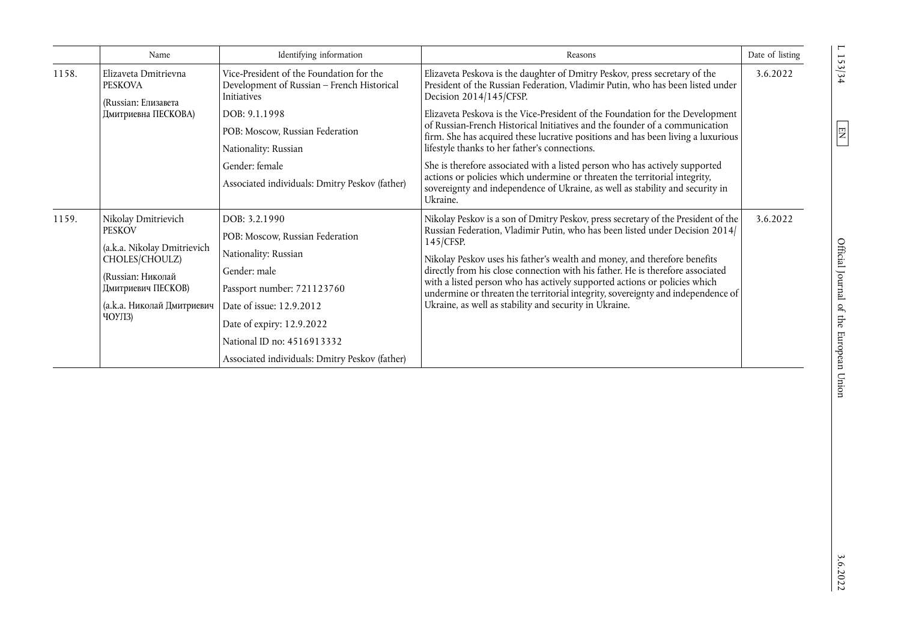| | Name | Identifying information | Reasons | Date of listing |
|---|---|---|---|---|
| 1158. | Elizaveta Dmitrievna PESKOVA<br><br>(Russian: Елизавета Дмитриевна ПЕСКОВА) | Vice-President of the Foundation for the Development of Russian – French Historical Initiatives<br><br>DOB: 9.1.1998<br><br>POB: Moscow, Russian Federation<br><br>Nationality: Russian<br><br>Gender: female<br><br>Associated individuals: Dmitry Peskov (father) | Elizaveta Peskova is the daughter of Dmitry Peskov, press secretary of the President of the Russian Federation, Vladimir Putin, who has been listed under Decision 2014/145/CFSP.<br><br>Elizaveta Peskova is the Vice-President of the Foundation for the Development of Russian-French Historical Initiatives and the founder of a communication firm. She has acquired these lucrative positions and has been living a luxurious lifestyle thanks to her father's connections.<br><br>She is therefore associated with a listed person who has actively supported actions or policies which undermine or threaten the territorial integrity, sovereignty and independence of Ukraine, as well as stability and security in Ukraine. | 3.6.2022 |
| 1159. | Nikolay Dmitrievich PESKOV<br><br>(a.k.a. Nikolay Dmitrievich CHOLES/CHOULZ)<br><br>(Russian: Николай Дмитриевич ПЕСКОВ)<br><br>(a.k.a. Николай Дмитриевич ЧОУЛЗ) | DOB: 3.2.1990<br><br>POB: Moscow, Russian Federation<br><br>Nationality: Russian<br><br>Gender: male<br><br>Passport number: 721123760<br><br>Date of issue: 12.9.2012<br><br>Date of expiry: 12.9.2022<br><br>National ID no: 4516913332<br><br>Associated individuals: Dmitry Peskov (father) | Nikolay Peskov is a son of Dmitry Peskov, press secretary of the President of the Russian Federation, Vladimir Putin, who has been listed under Decision 2014/145/CFSP.<br><br>Nikolay Peskov uses his father's wealth and money, and therefore benefits directly from his close connection with his father. He is therefore associated with a listed person who has actively supported actions or policies which undermine or threaten the territorial integrity, sovereignty and independence of Ukraine, as well as stability and security in Ukraine. | 3.6.2022 |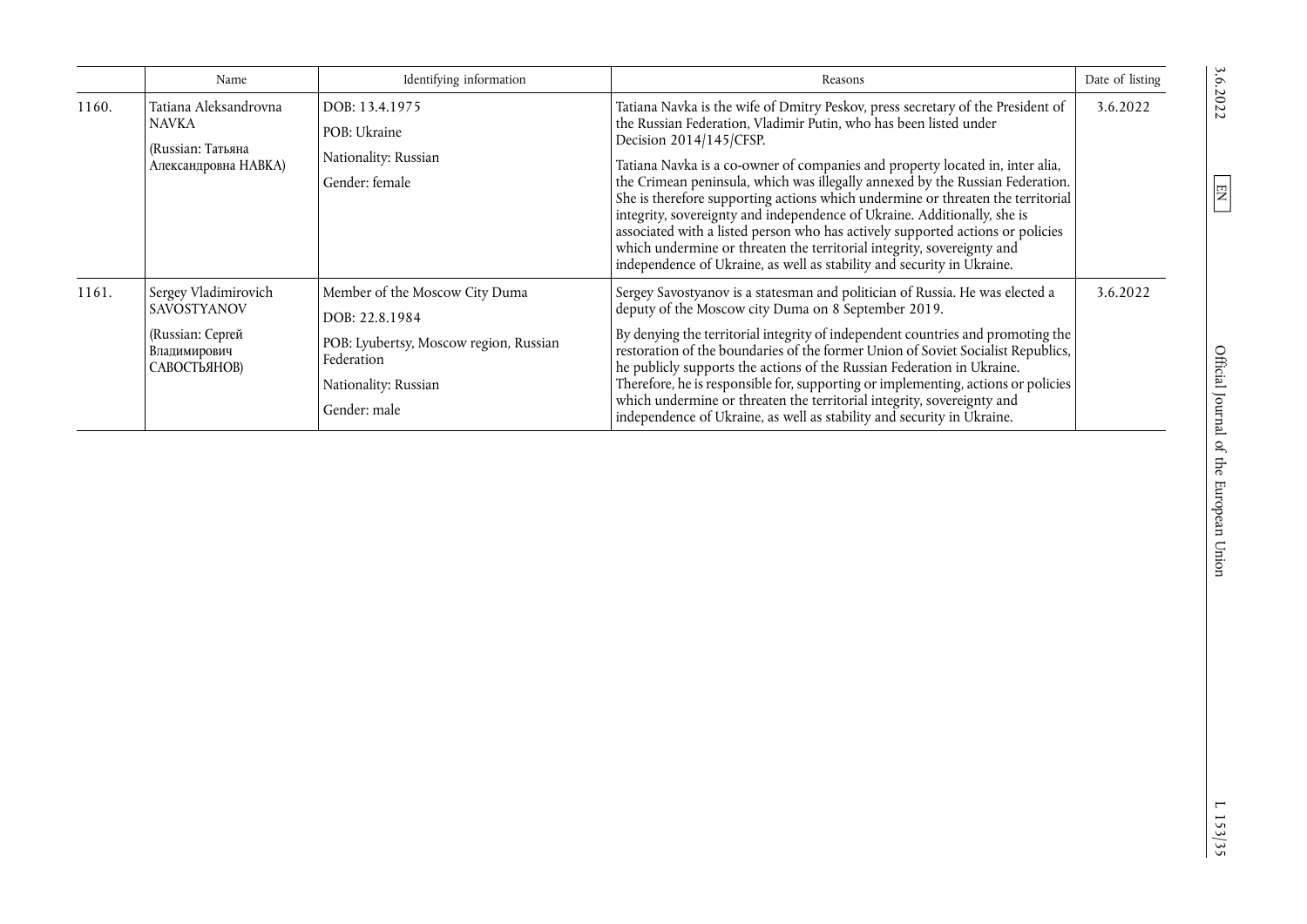| | Name | Identifying information | Reasons | Date of listing |
|---|---|---|---|---|
| 1160. | Tatiana Aleksandrovna NAVKA<br>(Russian: Татьяна Александровна НАВКА) | DOB: 13.4.1975<br>POB: Ukraine<br>Nationality: Russian<br>Gender: female | Tatiana Navka is the wife of Dmitry Peskov, press secretary of the President of the Russian Federation, Vladimir Putin, who has been listed under Decision 2014/145/CFSP.<br>Tatiana Navka is a co-owner of companies and property located in, inter alia, the Crimean peninsula, which was illegally annexed by the Russian Federation. She is therefore supporting actions which undermine or threaten the territorial integrity, sovereignty and independence of Ukraine. Additionally, she is associated with a listed person who has actively supported actions or policies which undermine or threaten the territorial integrity, sovereignty and independence of Ukraine, as well as stability and security in Ukraine. | 3.6.2022 |
| 1161. | Sergey Vladimirovich SAVOSTYANOV<br>(Russian: Сергей Владимирович САВОСТЬЯНОВ) | Member of the Moscow City Duma<br>DOB: 22.8.1984<br>POB: Lyubertsy, Moscow region, Russian Federation<br>Nationality: Russian<br>Gender: male | Sergey Savostyanov is a statesman and politician of Russia. He was elected a deputy of the Moscow city Duma on 8 September 2019.<br>By denying the territorial integrity of independent countries and promoting the restoration of the boundaries of the former Union of Soviet Socialist Republics, he publicly supports the actions of the Russian Federation in Ukraine. Therefore, he is responsible for, supporting or implementing, actions or policies which undermine or threaten the territorial integrity, sovereignty and independence of Ukraine, as well as stability and security in Ukraine. | 3.6.2022 |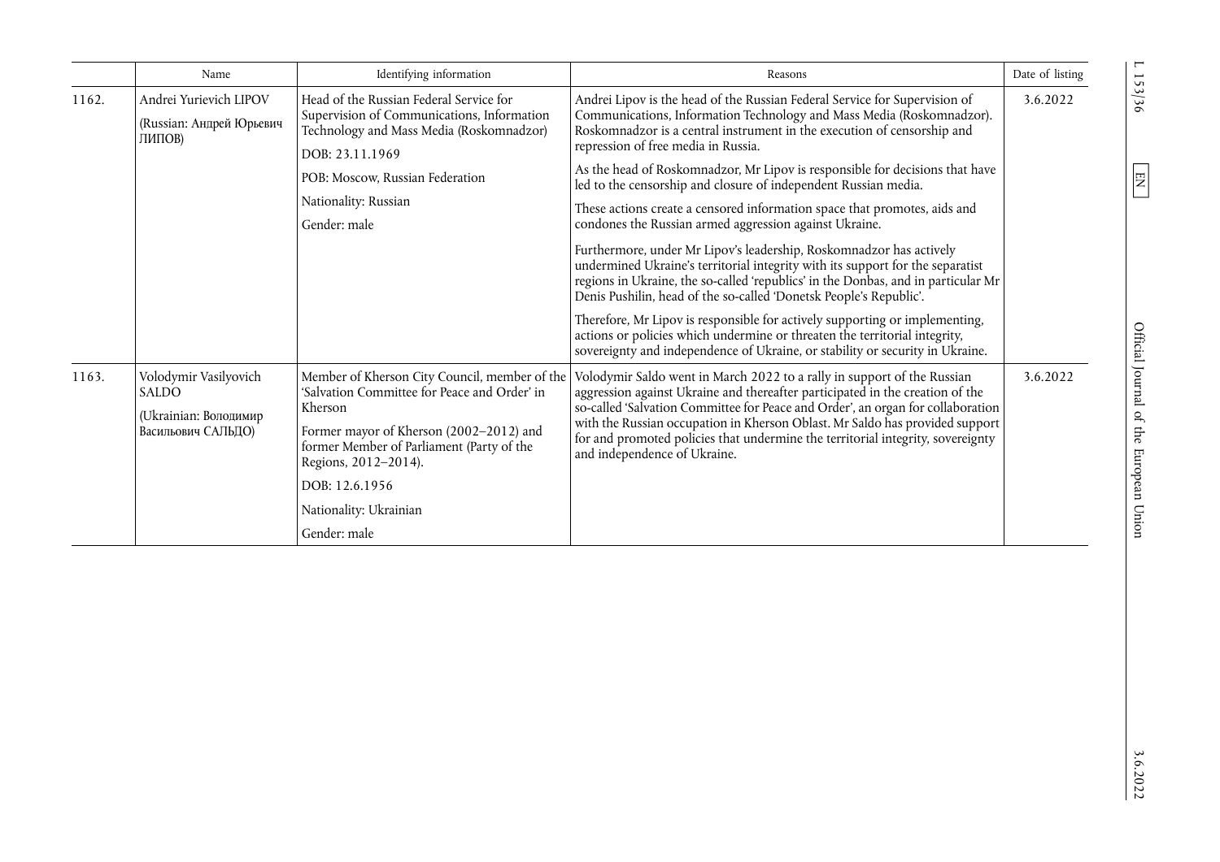| | Name | Identifying information | Reasons | Date of listing |
|---|---|---|---|---|
| 1162. | Andrei Yurievich LIPOV<br>(Russian: Андрей Юрьевич ЛИПОВ) | Head of the Russian Federal Service for Supervision of Communications, Information Technology and Mass Media (Roskomnadzor)<br>DOB: 23.11.1969<br>POB: Moscow, Russian Federation<br>Nationality: Russian<br>Gender: male | Andrei Lipov is the head of the Russian Federal Service for Supervision of Communications, Information Technology and Mass Media (Roskomnadzor). Roskomnadzor is a central instrument in the execution of censorship and repression of free media in Russia.<br>As the head of Roskomnadzor, Mr Lipov is responsible for decisions that have led to the censorship and closure of independent Russian media.<br>These actions create a censored information space that promotes, aids and condones the Russian armed aggression against Ukraine.<br>Furthermore, under Mr Lipov's leadership, Roskomnadzor has actively undermined Ukraine's territorial integrity with its support for the separatist regions in Ukraine, the so-called 'republics' in the Donbas, and in particular Mr Denis Pushilin, head of the so-called 'Donetsk People's Republic'.<br>Therefore, Mr Lipov is responsible for actively supporting or implementing, actions or policies which undermine or threaten the territorial integrity, sovereignty and independence of Ukraine, or stability or security in Ukraine. | 3.6.2022 |
| 1163. | Volodymir Vasilyovich SALDO<br>(Ukrainian: Володимир Васильович САЛЬДО) | Member of Kherson City Council, member of the 'Salvation Committee for Peace and Order' in Kherson<br>Former mayor of Kherson (2002–2012) and former Member of Parliament (Party of the Regions, 2012–2014).<br>DOB: 12.6.1956<br>Nationality: Ukrainian<br>Gender: male | Volodymir Saldo went in March 2022 to a rally in support of the Russian aggression against Ukraine and thereafter participated in the creation of the so-called 'Salvation Committee for Peace and Order', an organ for collaboration with the Russian occupation in Kherson Oblast. Mr Saldo has provided support for and promoted policies that undermine the territorial integrity, sovereignty and independence of Ukraine. | 3.6.2022 |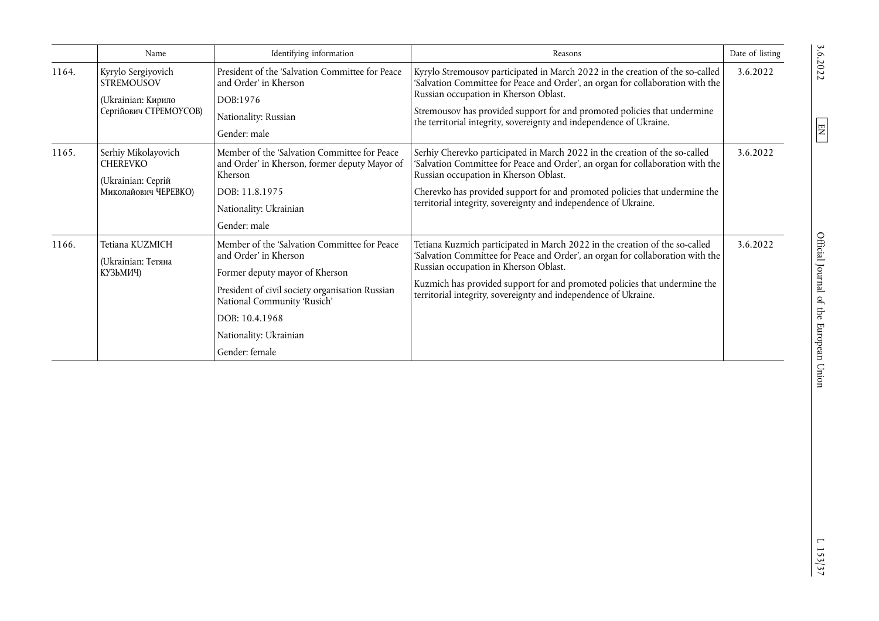| | Name | Identifying information | Reasons | Date of listing |
|---|---|---|---|---|
| 1164. | Kyrylo Sergiyovich STREMOUSOV<br><br>(Ukrainian: Кирило Сергійович СТРЕМОУСОВ) | President of the 'Salvation Committee for Peace and Order' in Kherson<br><br>DOB:1976<br><br>Nationality: Russian<br><br>Gender: male | Kyrylo Stremousov participated in March 2022 in the creation of the so-called 'Salvation Committee for Peace and Order', an organ for collaboration with the Russian occupation in Kherson Oblast.<br><br>Stremousov has provided support for and promoted policies that undermine the territorial integrity, sovereignty and independence of Ukraine. | 3.6.2022 |
| 1165. | Serhiy Mikolayovich CHEREVKO<br><br>(Ukrainian: Сергій Миколайович ЧЕРЕВКО) | Member of the 'Salvation Committee for Peace and Order' in Kherson, former deputy Mayor of Kherson<br><br>DOB: 11.8.1975<br><br>Nationality: Ukrainian<br><br>Gender: male | Serhiy Cherevko participated in March 2022 in the creation of the so-called 'Salvation Committee for Peace and Order', an organ for collaboration with the Russian occupation in Kherson Oblast.<br><br>Cherevko has provided support for and promoted policies that undermine the territorial integrity, sovereignty and independence of Ukraine. | 3.6.2022 |
| 1166. | Tetiana KUZMICH<br><br>(Ukrainian: Тетяна КУЗЬМИЧ) | Member of the 'Salvation Committee for Peace and Order' in Kherson<br><br>Former deputy mayor of Kherson<br><br>President of civil society organisation Russian National Community 'Rusich'<br><br>DOB: 10.4.1968<br><br>Nationality: Ukrainian<br><br>Gender: female | Tetiana Kuzmich participated in March 2022 in the creation of the so-called 'Salvation Committee for Peace and Order', an organ for collaboration with the Russian occupation in Kherson Oblast.<br><br>Kuzmich has provided support for and promoted policies that undermine the territorial integrity, sovereignty and independence of Ukraine. | 3.6.2022 |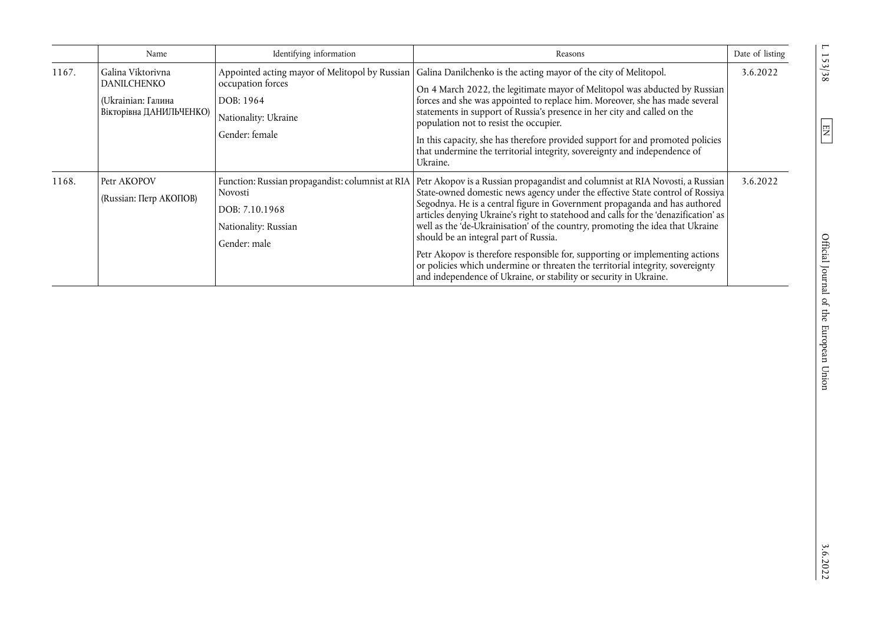| | Name | Identifying information | Reasons | Date of listing |
|---|---|---|---|---|
| 1167. | Galina Viktorivna DANILCHENKO (Ukrainian: Галина Вікторівна ДАНИЛЬЧЕНКО) | Appointed acting mayor of Melitopol by Russian occupation forces<br>DOB: 1964<br>Nationality: Ukraine<br>Gender: female | Galina Danilchenko is the acting mayor of the city of Melitopol.<br>On 4 March 2022, the legitimate mayor of Melitopol was abducted by Russian forces and she was appointed to replace him. Moreover, she has made several statements in support of Russia's presence in her city and called on the population not to resist the occupier.<br>In this capacity, she has therefore provided support for and promoted policies that undermine the territorial integrity, sovereignty and independence of Ukraine. | 3.6.2022 |
| 1168. | Petr AKOPOV (Russian: Петр АКОПОВ) | Function: Russian propagandist: columnist at RIA Novosti<br>DOB: 7.10.1968<br>Nationality: Russian<br>Gender: male | Petr Akopov is a Russian propagandist and columnist at RIA Novosti, a Russian State-owned domestic news agency under the effective State control of Rossiya Segodnya. He is a central figure in Government propaganda and has authored articles denying Ukraine's right to statehood and calls for the 'denazification' as well as the 'de-Ukrainisation' of the country, promoting the idea that Ukraine should be an integral part of Russia.<br>Petr Akopov is therefore responsible for, supporting or implementing actions or policies which undermine or threaten the territorial integrity, sovereignty and independence of Ukraine, or stability or security in Ukraine. | 3.6.2022 |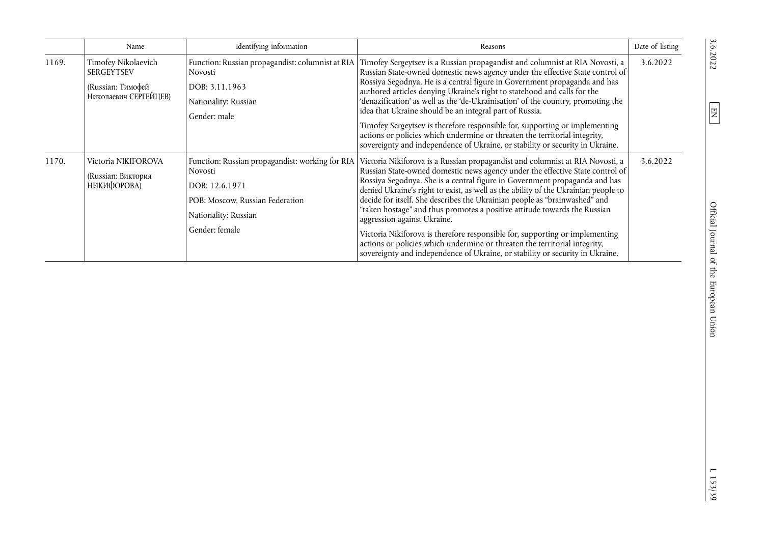| | Name | Identifying information | Reasons | Date of listing |
|---|---|---|---|---|
| 1169. | Timofey Nikolaevich SERGEYTSEV (Russian: Тимофей Николаевич СЕРГЕЙЦЕВ) | Function: Russian propagandist: columnist at RIA Novosti<br>DOB: 3.11.1963<br>Nationality: Russian<br>Gender: male | Timofey Sergeytsev is a Russian propagandist and columnist at RIA Novosti, a Russian State-owned domestic news agency under the effective State control of Rossiya Segodnya. He is a central figure in Government propaganda and has authored articles denying Ukraine's right to statehood and calls for the 'denazification' as well as the 'de-Ukrainisation' of the country, promoting the idea that Ukraine should be an integral part of Russia.<br>Timofey Sergeytsev is therefore responsible for, supporting or implementing actions or policies which undermine or threaten the territorial integrity, sovereignty and independence of Ukraine, or stability or security in Ukraine. | 3.6.2022 |
| 1170. | Victoria NIKIFOROVA (Russian: Виктория НИКИФОРОВА) | Function: Russian propagandist: working for RIA Novosti<br>DOB: 12.6.1971<br>POB: Moscow, Russian Federation<br>Nationality: Russian<br>Gender: female | Victoria Nikiforova is a Russian propagandist and columnist at RIA Novosti, a Russian State-owned domestic news agency under the effective State control of Rossiya Segodnya. She is a central figure in Government propaganda and has denied Ukraine's right to exist, as well as the ability of the Ukrainian people to decide for itself. She describes the Ukrainian people as "brainwashed" and "taken hostage" and thus promotes a positive attitude towards the Russian aggression against Ukraine.<br>Victoria Nikiforova is therefore responsible for, supporting or implementing actions or policies which undermine or threaten the territorial integrity, sovereignty and independence of Ukraine, or stability or security in Ukraine. | 3.6.2022 |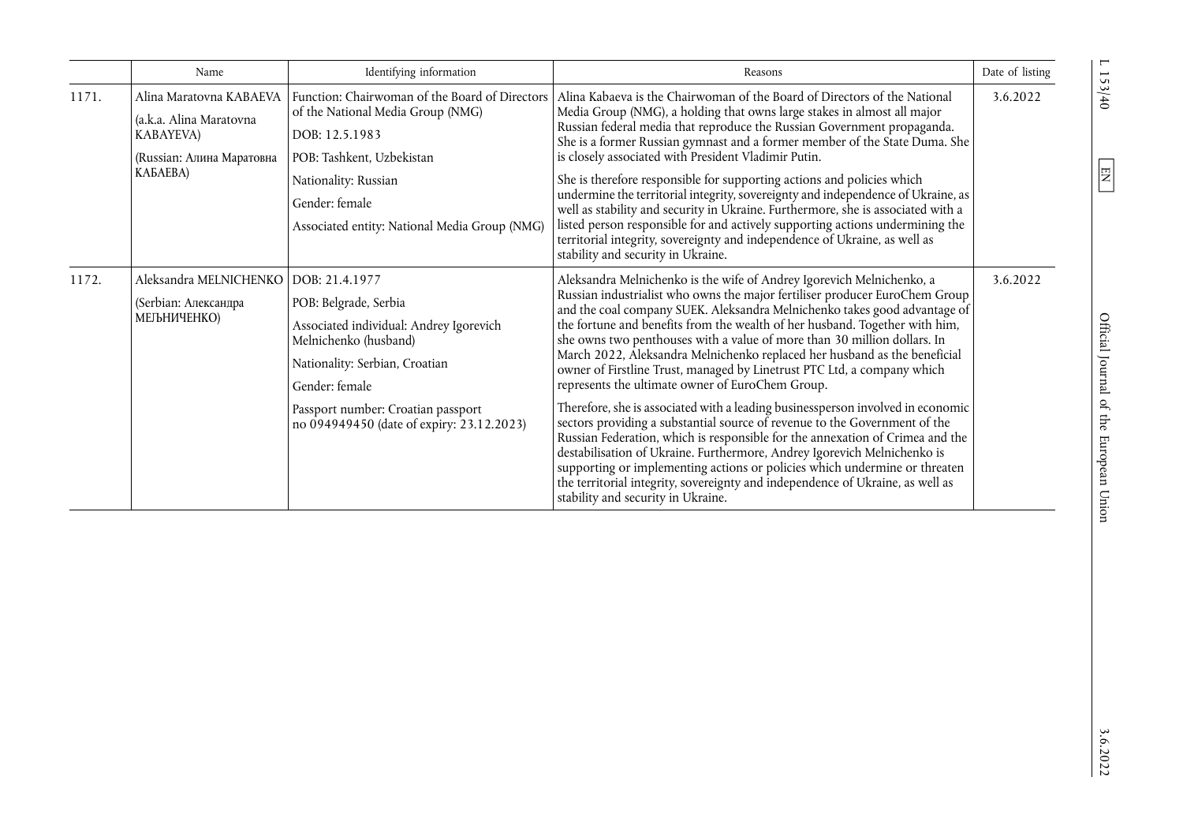|  | Name | Identifying information | Reasons | Date of listing |
|---|---|---|---|---|
| 1171. | Alina Maratovna KABAEVA (a.k.a. Alina Maratovna KABAYEVA) (Russian: Алина Маратовна КАБАЕВА) | Function: Chairwoman of the Board of Directors of the National Media Group (NMG)<br>DOB: 12.5.1983<br>POB: Tashkent, Uzbekistan<br>Nationality: Russian<br>Gender: female<br>Associated entity: National Media Group (NMG) | Alina Kabaeva is the Chairwoman of the Board of Directors of the National Media Group (NMG), a holding that owns large stakes in almost all major Russian federal media that reproduce the Russian Government propaganda. She is a former Russian gymnast and a former member of the State Duma. She is closely associated with President Vladimir Putin.<br>She is therefore responsible for supporting actions and policies which undermine the territorial integrity, sovereignty and independence of Ukraine, as well as stability and security in Ukraine. Furthermore, she is associated with a listed person responsible for and actively supporting actions undermining the territorial integrity, sovereignty and independence of Ukraine, as well as stability and security in Ukraine. | 3.6.2022 |
| 1172. | Aleksandra MELNICHENKO (Serbian: Александра МЕЉНИЧЕНКО) | DOB: 21.4.1977<br>POB: Belgrade, Serbia<br>Associated individual: Andrey Igorevich Melnichenko (husband)<br>Nationality: Serbian, Croatian<br>Gender: female<br>Passport number: Croatian passport no 094949450 (date of expiry: 23.12.2023) | Aleksandra Melnichenko is the wife of Andrey Igorevich Melnichenko, a Russian industrialist who owns the major fertiliser producer EuroChem Group and the coal company SUEK. Aleksandra Melnichenko takes good advantage of the fortune and benefits from the wealth of her husband. Together with him, she owns two penthouses with a value of more than 30 million dollars. In March 2022, Aleksandra Melnichenko replaced her husband as the beneficial owner of Firstline Trust, managed by Linetrust PTC Ltd, a company which represents the ultimate owner of EuroChem Group.<br>Therefore, she is associated with a leading businessperson involved in economic sectors providing a substantial source of revenue to the Government of the Russian Federation, which is responsible for the annexation of Crimea and the destabilisation of Ukraine. Furthermore, Andrey Igorevich Melnichenko is supporting or implementing actions or policies which undermine or threaten the territorial integrity, sovereignty and independence of Ukraine, as well as stability and security in Ukraine. | 3.6.2022 |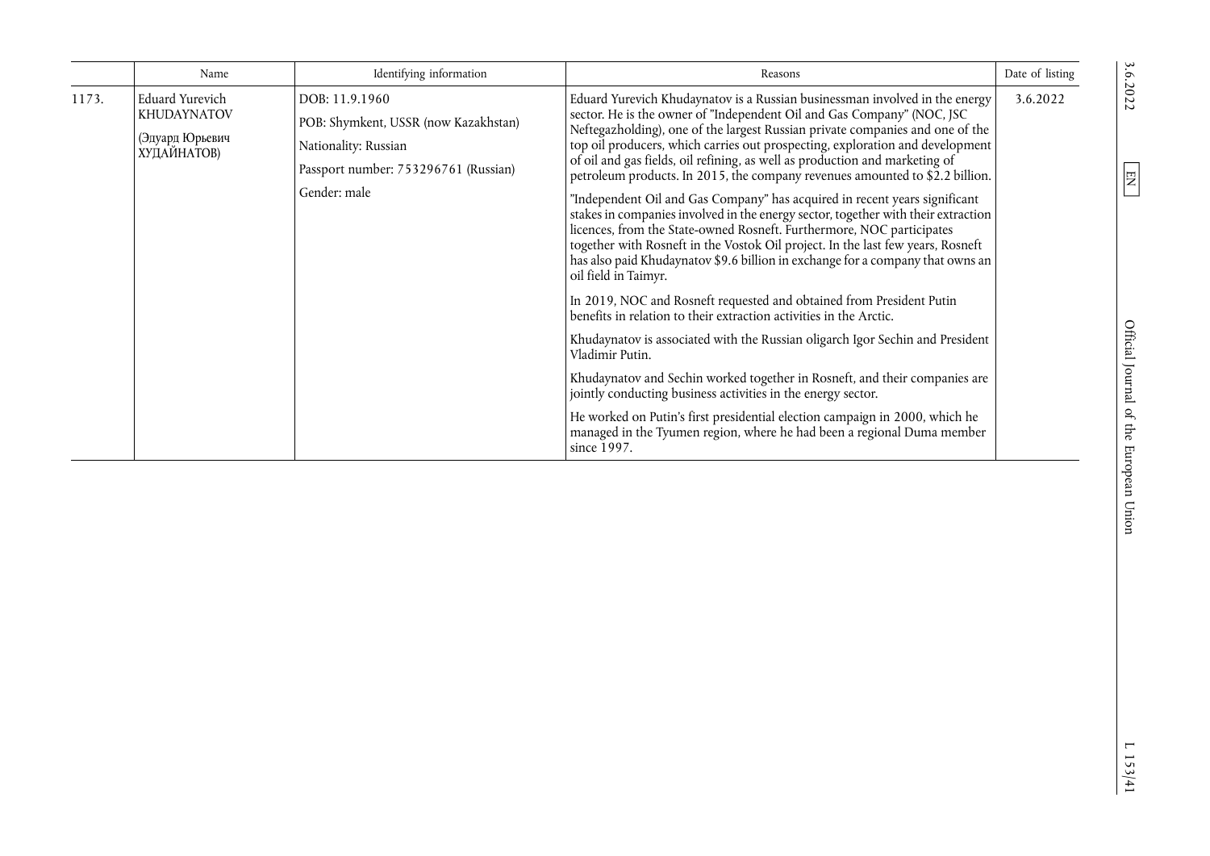| | Name | Identifying information | Reasons | Date of listing |
|---|---|---|---|---|
| 1173. | Eduard Yurevich KHUDAYNATOV<br><br>(Эдуард Юрьевич ХУДАЙНАТОВ) | DOB: 11.9.1960<br><br>POB: Shymkent, USSR (now Kazakhstan)<br><br>Nationality: Russian<br><br>Passport number: 753296761 (Russian)<br><br>Gender: male | Eduard Yurevich Khudaynatov is a Russian businessman involved in the energy sector. He is the owner of "Independent Oil and Gas Company" (NOC, JSC Neftegazholding), one of the largest Russian private companies and one of the top oil producers, which carries out prospecting, exploration and development of oil and gas fields, oil refining, as well as production and marketing of petroleum products. In 2015, the company revenues amounted to $2.2 billion.<br><br>"Independent Oil and Gas Company" has acquired in recent years significant stakes in companies involved in the energy sector, together with their extraction licences, from the State-owned Rosneft. Furthermore, NOC participates together with Rosneft in the Vostok Oil project. In the last few years, Rosneft has also paid Khudaynatov $9.6 billion in exchange for a company that owns an oil field in Taimyr.<br><br>In 2019, NOC and Rosneft requested and obtained from President Putin benefits in relation to their extraction activities in the Arctic.<br><br>Khudaynatov is associated with the Russian oligarch Igor Sechin and President Vladimir Putin.<br><br>Khudaynatov and Sechin worked together in Rosneft, and their companies are jointly conducting business activities in the energy sector.<br><br>He worked on Putin's first presidential election campaign in 2000, which he managed in the Tyumen region, where he had been a regional Duma member since 1997. | 3.6.2022 |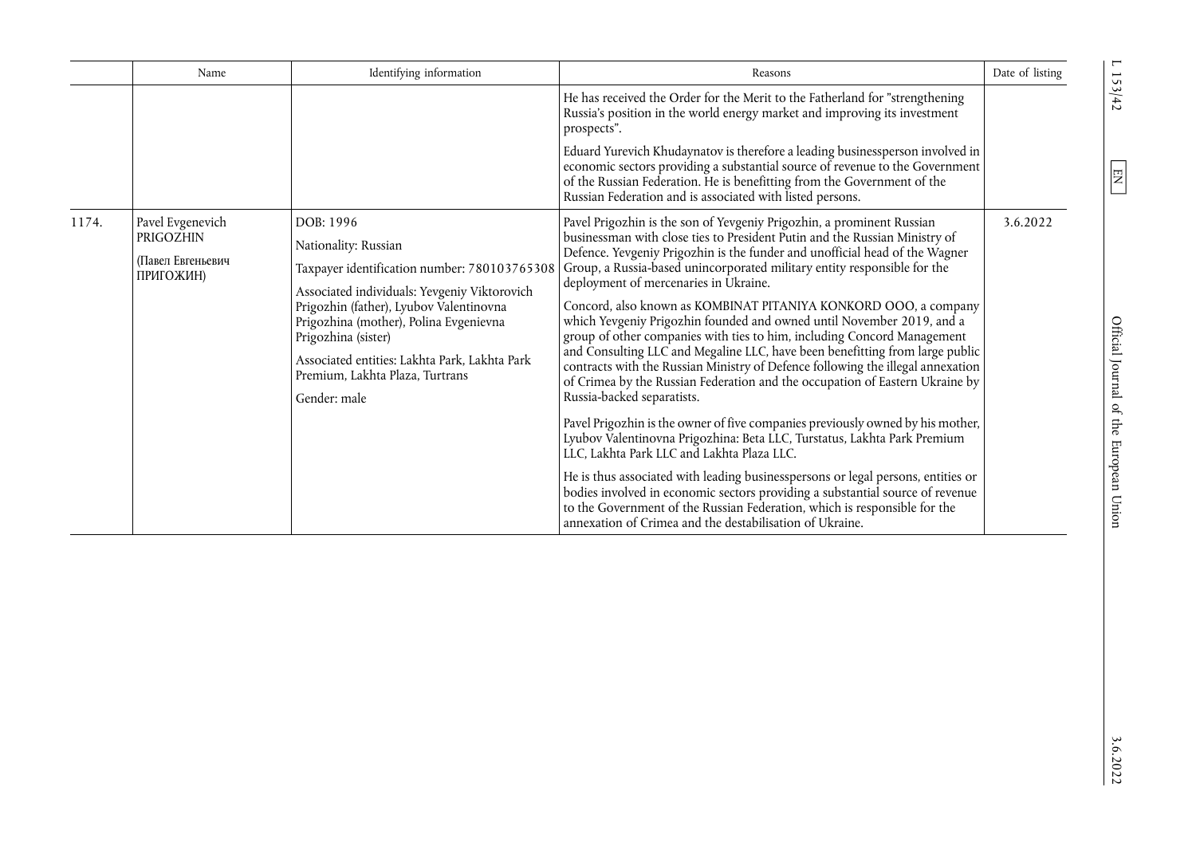| | Name | Identifying information | Reasons | Date of listing |
|---|---|---|---|---|
| | | | He has received the Order for the Merit to the Fatherland for "strengthening Russia's position in the world energy market and improving its investment prospects".<br><br>Eduard Yurevich Khudaynatov is therefore a leading businessperson involved in economic sectors providing a substantial source of revenue to the Government of the Russian Federation. He is benefitting from the Government of the Russian Federation and is associated with listed persons. | |
| 1174. | Pavel Evgenevich PRIGOZHIN<br><br>(Павел Евгеньевич ПРИГОЖИН) | DOB: 1996<br><br>Nationality: Russian<br><br>Taxpayer identification number: 780103765308<br><br>Associated individuals: Yevgeniy Viktorovich Prigozhin (father), Lyubov Valentinovna Prigozhina (mother), Polina Evgenievna Prigozhina (sister)<br><br>Associated entities: Lakhta Park, Lakhta Park Premium, Lakhta Plaza, Turtrans<br><br>Gender: male | Pavel Prigozhin is the son of Yevgeniy Prigozhin, a prominent Russian businessman with close ties to President Putin and the Russian Ministry of Defence. Yevgeniy Prigozhin is the funder and unofficial head of the Wagner Group, a Russia-based unincorporated military entity responsible for the deployment of mercenaries in Ukraine.<br><br>Concord, also known as KOMBINAT PITANIYA KONKORD OOO, a company which Yevgeniy Prigozhin founded and owned until November 2019, and a group of other companies with ties to him, including Concord Management and Consulting LLC and Megaline LLC, have been benefitting from large public contracts with the Russian Ministry of Defence following the illegal annexation of Crimea by the Russian Federation and the occupation of Eastern Ukraine by Russia-backed separatists.<br><br>Pavel Prigozhin is the owner of five companies previously owned by his mother, Lyubov Valentinovna Prigozhina: Beta LLC, Turstatus, Lakhta Park Premium LLC, Lakhta Park LLC and Lakhta Plaza LLC.<br><br>He is thus associated with leading businesspersons or legal persons, entities or bodies involved in economic sectors providing a substantial source of revenue to the Government of the Russian Federation, which is responsible for the annexation of Crimea and the destabilisation of Ukraine. | 3.6.2022 |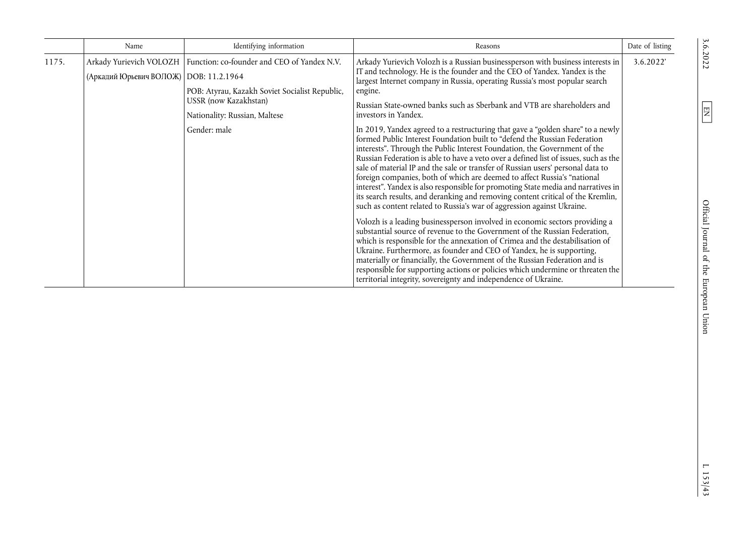| | Name | Identifying information | Reasons | Date of listing |
|---|---|---|---|---|
| 1175. | Arkady Yurievich VOLOZH (Аркадий Юрьевич ВОЛОЖ) | Function: co-founder and CEO of Yandex N.V.<br>DOB: 11.2.1964<br>POB: Atyrau, Kazakh Soviet Socialist Republic, USSR (now Kazakhstan)<br>Nationality: Russian, Maltese<br>Gender: male | Arkady Yurievich Volozh is a Russian businessperson with business interests in IT and technology. He is the founder and the CEO of Yandex. Yandex is the largest Internet company in Russia, operating Russia's most popular search engine.<br>Russian State-owned banks such as Sberbank and VTB are shareholders and investors in Yandex.<br>In 2019, Yandex agreed to a restructuring that gave a "golden share" to a newly formed Public Interest Foundation built to "defend the Russian Federation interests". Through the Public Interest Foundation, the Government of the Russian Federation is able to have a veto over a defined list of issues, such as the sale of material IP and the sale or transfer of Russian users' personal data to foreign companies, both of which are deemed to affect Russia's "national interest". Yandex is also responsible for promoting State media and narratives in its search results, and deranking and removing content critical of the Kremlin, such as content related to Russia's war of aggression against Ukraine.<br>Volozh is a leading businessperson involved in economic sectors providing a substantial source of revenue to the Government of the Russian Federation, which is responsible for the annexation of Crimea and the destabilisation of Ukraine. Furthermore, as founder and CEO of Yandex, he is supporting, materially or financially, the Government of the Russian Federation and is responsible for supporting actions or policies which undermine or threaten the territorial integrity, sovereignty and independence of Ukraine. | 3.6.2022' |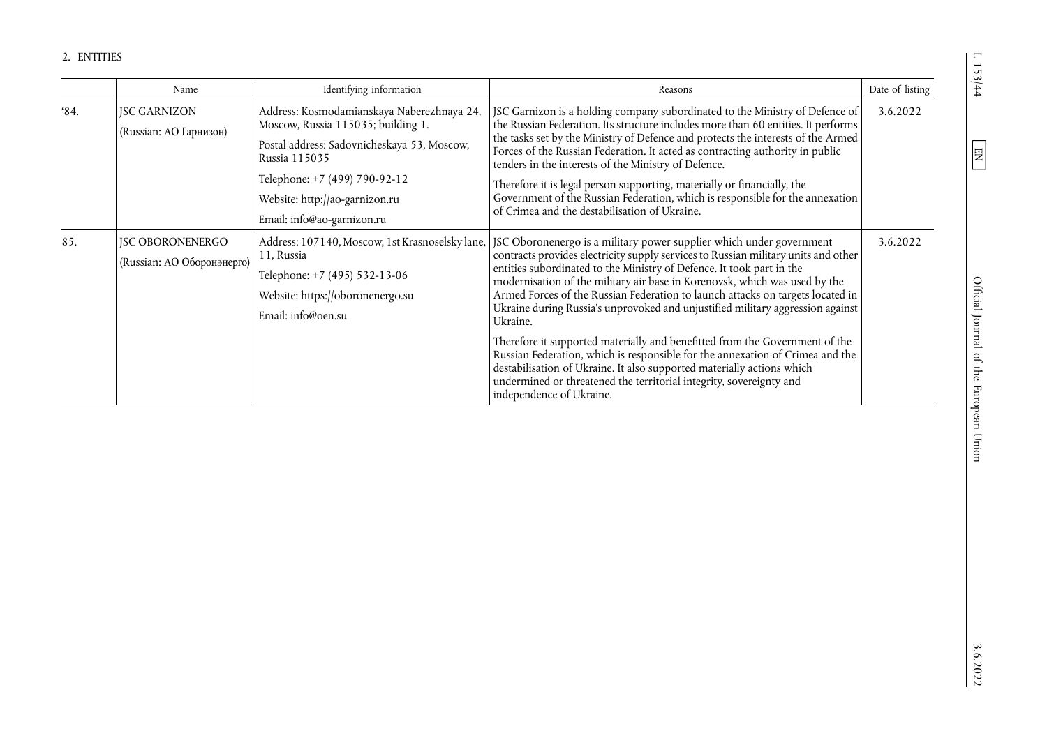2. ENTITIES

| | Name | Identifying information | Reasons | Date of listing |
|---|---|---|---|---|
| '84. | JSC GARNIZON (Russian: АО Гарнизон) | Address: Kosmodamianskaya Naberezhnaya 24, Moscow, Russia 115035; building 1. Postal address: Sadovnicheskaya 53, Moscow, Russia 115035 Telephone: +7 (499) 790-92-12 Website: http://ao-garnizon.ru Email: info@ao-garnizon.ru | JSC Garnizon is a holding company subordinated to the Ministry of Defence of the Russian Federation. Its structure includes more than 60 entities. It performs the tasks set by the Ministry of Defence and protects the interests of the Armed Forces of the Russian Federation. It acted as contracting authority in public tenders in the interests of the Ministry of Defence. Therefore it is legal person supporting, materially or financially, the Government of the Russian Federation, which is responsible for the annexation of Crimea and the destabilisation of Ukraine. | 3.6.2022 |
| 85. | JSC OBORONENERGO (Russian: АО Оборонэнерго) | Address: 107140, Moscow, 1st Krasnoselsky lane, 11, Russia Telephone: +7 (495) 532-13-06 Website: https://oboronenergo.su Email: info@oen.su | JSC Oboronenergo is a military power supplier which under government contracts provides electricity supply services to Russian military units and other entities subordinated to the Ministry of Defence. It took part in the modernisation of the military air base in Korenovsk, which was used by the Armed Forces of the Russian Federation to launch attacks on targets located in Ukraine during Russia's unprovoked and unjustified military aggression against Ukraine. Therefore it supported materially and benefitted from the Government of the Russian Federation, which is responsible for the annexation of Crimea and the destabilisation of Ukraine. It also supported materially actions which undermined or threatened the territorial integrity, sovereignty and independence of Ukraine. | 3.6.2022 |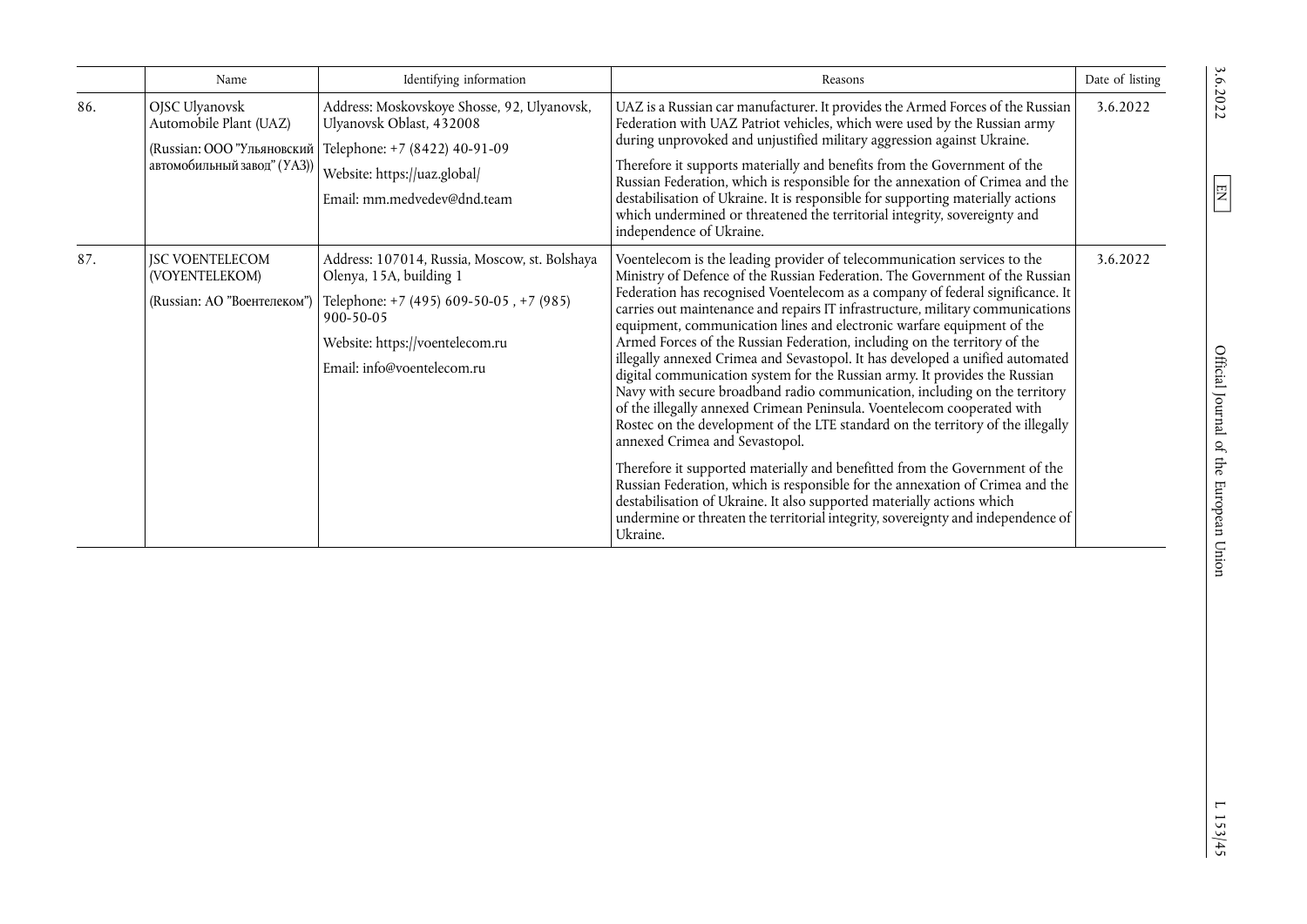| | Name | Identifying information | Reasons | Date of listing |
|---|---|---|---|---|
| 86. | OJSC Ulyanovsk Automobile Plant (UAZ) (Russian: ООО "Ульяновский автомобильный завод" (УАЗ)) | Address: Moskovskoye Shosse, 92, Ulyanovsk, Ulyanovsk Oblast, 432008 Telephone: +7 (8422) 40-91-09 Website: https://uaz.global/ Email: mm.medvedev@dnd.team | UAZ is a Russian car manufacturer. It provides the Armed Forces of the Russian Federation with UAZ Patriot vehicles, which were used by the Russian army during unprovoked and unjustified military aggression against Ukraine. Therefore it supports materially and benefits from the Government of the Russian Federation, which is responsible for the annexation of Crimea and the destabilisation of Ukraine. It is responsible for supporting materially actions which undermined or threatened the territorial integrity, sovereignty and independence of Ukraine. | 3.6.2022 |
| 87. | JSC VOENTELECOM (VOYENTELEKOM) (Russian: АО "Воентелеком") | Address: 107014, Russia, Moscow, st. Bolshaya Olenya, 15A, building 1 Telephone: +7 (495) 609-50-05 , +7 (985) 900-50-05 Website: https://voentelecom.ru Email: info@voentelecom.ru | Voentelecom is the leading provider of telecommunication services to the Ministry of Defence of the Russian Federation. The Government of the Russian Federation has recognised Voentelecom as a company of federal significance. It carries out maintenance and repairs IT infrastructure, military communications equipment, communication lines and electronic warfare equipment of the Armed Forces of the Russian Federation, including on the territory of the illegally annexed Crimea and Sevastopol. It has developed a unified automated digital communication system for the Russian army. It provides the Russian Navy with secure broadband radio communication, including on the territory of the illegally annexed Crimean Peninsula. Voentelecom cooperated with Rostec on the development of the LTE standard on the territory of the illegally annexed Crimea and Sevastopol. Therefore it supported materially and benefitted from the Government of the Russian Federation, which is responsible for the annexation of Crimea and the destabilisation of Ukraine. It also supported materially actions which undermine or threaten the territorial integrity, sovereignty and independence of Ukraine. | 3.6.2022 |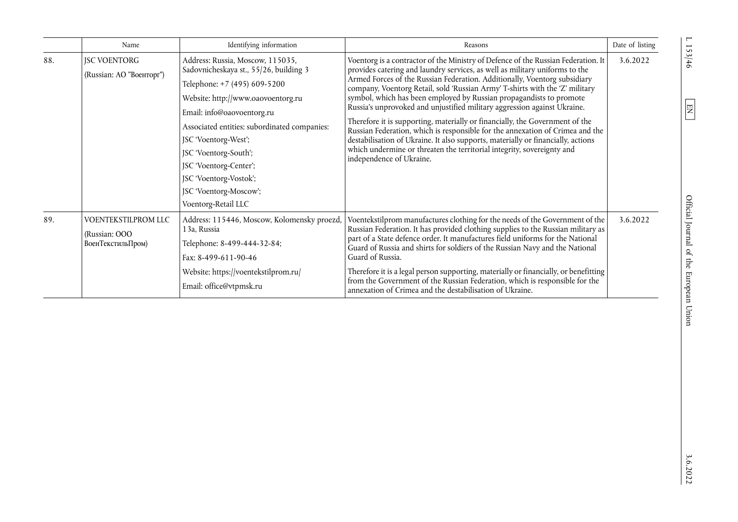| | Name | Identifying information | Reasons | Date of listing |
|---|---|---|---|---|
| 88. | JSC VOENTORG<br>(Russian: АО "Военторг") | Address: Russia, Moscow, 115035, Sadovnicheskaya st., 55/26, building 3<br>Telephone: +7 (495) 609-5200<br>Website: http://www.oaovoentorg.ru<br>Email: info@oaovoentorg.ru<br>Associated entities: subordinated companies:<br>JSC 'Voentorg-West';<br>JSC 'Voentorg-South';<br>JSC 'Voentorg-Center';<br>JSC 'Voentorg-Vostok';<br>JSC 'Voentorg-Moscow';<br>Voentorg-Retail LLC | Voentorg is a contractor of the Ministry of Defence of the Russian Federation. It provides catering and laundry services, as well as military uniforms to the Armed Forces of the Russian Federation. Additionally, Voentorg subsidiary company, Voentorg Retail, sold 'Russian Army' T-shirts with the 'Z' military symbol, which has been employed by Russian propagandists to promote Russia's unprovoked and unjustified military aggression against Ukraine.<br>Therefore it is supporting, materially or financially, the Government of the Russian Federation, which is responsible for the annexation of Crimea and the destabilisation of Ukraine. It also supports, materially or financially, actions which undermine or threaten the territorial integrity, sovereignty and independence of Ukraine. | 3.6.2022 |
| 89. | VOENTEKSTILPROM LLC<br>(Russian: ООО ВоенТекстильПром) | Address: 115446, Moscow, Kolomensky proezd, 13a, Russia<br>Telephone: 8-499-444-32-84;<br>Fax: 8-499-611-90-46<br>Website: https://voentekstilprom.ru/<br>Email: office@vtpmsk.ru | Voentekstilprom manufactures clothing for the needs of the Government of the Russian Federation. It has provided clothing supplies to the Russian military as part of a State defence order. It manufactures field uniforms for the National Guard of Russia and shirts for soldiers of the Russian Navy and the National Guard of Russia.<br>Therefore it is a legal person supporting, materially or financially, or benefitting from the Government of the Russian Federation, which is responsible for the annexation of Crimea and the destabilisation of Ukraine. | 3.6.2022 |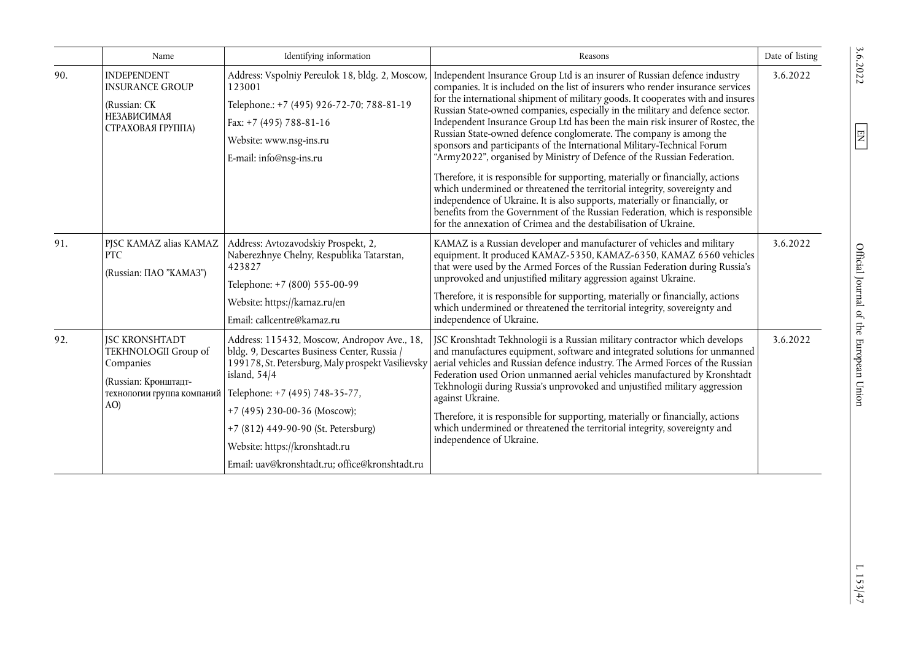| | Name | Identifying information | Reasons | Date of listing |
|---|---|---|---|---|
| 90. | INDEPENDENT INSURANCE GROUP<br><br>(Russian: СК НЕЗАВИСИМАЯ СТРАХОВАЯ ГРУППА) | Address: Vspolniy Pereulok 18, bldg. 2, Moscow, 123001<br><br>Telephone.: +7 (495) 926-72-70; 788-81-19<br><br>Fax: +7 (495) 788-81-16<br><br>Website: www.nsg-ins.ru<br><br>E-mail: info@nsg-ins.ru | Independent Insurance Group Ltd is an insurer of Russian defence industry companies. It is included on the list of insurers who render insurance services for the international shipment of military goods. It cooperates with and insures Russian State-owned companies, especially in the military and defence sector. Independent Insurance Group Ltd has been the main risk insurer of Rostec, the Russian State-owned defence conglomerate. The company is among the sponsors and participants of the International Military-Technical Forum "Army2022", organised by Ministry of Defence of the Russian Federation.<br><br>Therefore, it is responsible for supporting, materially or financially, actions which undermined or threatened the territorial integrity, sovereignty and independence of Ukraine. It is also supports, materially or financially, or benefits from the Government of the Russian Federation, which is responsible for the annexation of Crimea and the destabilisation of Ukraine. | 3.6.2022 |
| 91. | PJSC KAMAZ alias KAMAZ PTC<br><br>(Russian: ПАО "КАМАЗ") | Address: Avtozavodskiy Prospekt, 2, Naberezhnye Chelny, Respublika Tatarstan, 423827<br><br>Telephone: +7 (800) 555-00-99<br><br>Website: https://kamaz.ru/en<br><br>Email: callcentre@kamaz.ru | KAMAZ is a Russian developer and manufacturer of vehicles and military equipment. It produced KAMAZ-5350, KAMAZ-6350, KAMAZ 6560 vehicles that were used by the Armed Forces of the Russian Federation during Russia's unprovoked and unjustified military aggression against Ukraine.<br><br>Therefore, it is responsible for supporting, materially or financially, actions which undermined or threatened the territorial integrity, sovereignty and independence of Ukraine. | 3.6.2022 |
| 92. | JSC KRONSHTADT TEKHNOLOGII Group of Companies<br><br>(Russian: Кронштадт-технологии группа компаний АО) | Address: 115432, Moscow, Andropov Ave., 18, bldg. 9, Descartes Business Center, Russia / 199178, St. Petersburg, Maly prospekt Vasilievsky island, 54/4<br><br>Telephone: +7 (495) 748-35-77,<br><br>+7 (495) 230-00-36 (Moscow);<br><br>+7 (812) 449-90-90 (St. Petersburg)<br><br>Website: https://kronshtadt.ru<br><br>Email: uav@kronshtadt.ru; office@kronshtadt.ru | JSC Kronshtadt Tekhnologii is a Russian military contractor which develops and manufactures equipment, software and integrated solutions for unmanned aerial vehicles and Russian defence industry. The Armed Forces of the Russian Federation used Orion unmanned aerial vehicles manufactured by Kronshtadt Tekhnologii during Russia's unprovoked and unjustified military aggression against Ukraine.<br><br>Therefore, it is responsible for supporting, materially or financially, actions which undermined or threatened the territorial integrity, sovereignty and independence of Ukraine. | 3.6.2022 |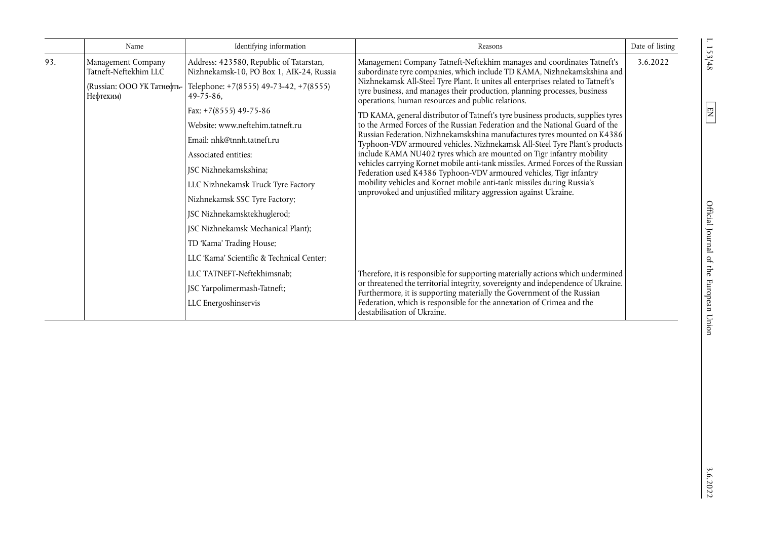|  | Name | Identifying information | Reasons | Date of listing |
|---|---|---|---|---|
| 93. | Management Company Tatneft-Neftekhim LLC<br><br>(Russian: ООО УК Татнефть-Нефтехим) | Address: 423580, Republic of Tatarstan, Nizhnekamsk-10, PO Box 1, AIK-24, Russia<br><br>Telephone: +7(8555) 49-73-42, +7(8555) 49-75-86,<br><br>Fax: +7(8555) 49-75-86<br><br>Website: www.neftehim.tatneft.ru<br><br>Email: nhk@tnnh.tatneft.ru<br><br>Associated entities:<br><br>JSC Nizhnekamskshina;<br><br>LLC Nizhnekamsk Truck Tyre Factory<br><br>Nizhnekamsk SSC Tyre Factory;<br><br>JSC Nizhnekamsktekhuglerod;<br><br>JSC Nizhnekamsk Mechanical Plant);<br><br>TD 'Kama' Trading House;<br><br>LLC 'Kama' Scientific & Technical Center;<br><br>LLC TATNEFT-Neftekhimsnab;<br><br>JSC Yarpolimermash-Tatneft;<br><br>LLC Energoshinservis | Management Company Tatneft-Neftekhim manages and coordinates Tatneft's subordinate tyre companies, which include TD KAMA, Nizhnekamskshina and Nizhnekamsk All-Steel Tyre Plant. It unites all enterprises related to Tatneft's tyre business, and manages their production, planning processes, business operations, human resources and public relations.<br><br>TD KAMA, general distributor of Tatneft's tyre business products, supplies tyres to the Armed Forces of the Russian Federation and the National Guard of the Russian Federation. Nizhnekamskshina manufactures tyres mounted on K4386 Typhoon-VDV armoured vehicles. Nizhnekamsk All-Steel Tyre Plant's products include KAMA NU402 tyres which are mounted on Tigr infantry mobility vehicles carrying Kornet mobile anti-tank missiles. Armed Forces of the Russian Federation used K4386 Typhoon-VDV armoured vehicles, Tigr infantry mobility vehicles and Kornet mobile anti-tank missiles during Russia's unprovoked and unjustified military aggression against Ukraine.<br><br>Therefore, it is responsible for supporting materially actions which undermined or threatened the territorial integrity, sovereignty and independence of Ukraine. Furthermore, it is supporting materially the Government of the Russian Federation, which is responsible for the annexation of Crimea and the destabilisation of Ukraine. | 3.6.2022 |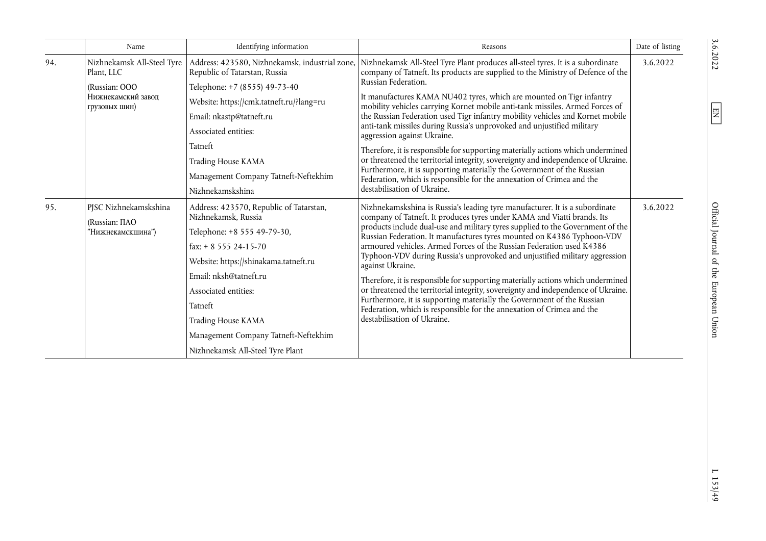| | Name | Identifying information | Reasons | Date of listing |
|---|---|---|---|---|
| 94. | Nizhnekamsk All-Steel Tyre Plant, LLC<br><br>(Russian: ООО Нижнекамский завод грузовых шин) | Address: 423580, Nizhnekamsk, industrial zone, Republic of Tatarstan, Russia<br><br>Telephone: +7 (8555) 49-73-40<br><br>Website: https://cmk.tatneft.ru/?lang=ru<br><br>Email: nkastp@tatneft.ru<br><br>Associated entities:<br><br>Tatneft<br><br>Trading House KAMA<br><br>Management Company Tatneft-Neftekhim<br><br>Nizhnekamskshina | Nizhnekamsk All-Steel Tyre Plant produces all-steel tyres. It is a subordinate company of Tatneft. Its products are supplied to the Ministry of Defence of the Russian Federation.<br><br>It manufactures KAMA NU402 tyres, which are mounted on Tigr infantry mobility vehicles carrying Kornet mobile anti-tank missiles. Armed Forces of the Russian Federation used Tigr infantry mobility vehicles and Kornet mobile anti-tank missiles during Russia's unprovoked and unjustified military aggression against Ukraine.<br><br>Therefore, it is responsible for supporting materially actions which undermined or threatened the territorial integrity, sovereignty and independence of Ukraine. Furthermore, it is supporting materially the Government of the Russian Federation, which is responsible for the annexation of Crimea and the destabilisation of Ukraine. | 3.6.2022 |
| 95. | PJSC Nizhnekamskshina<br><br>(Russian: ПАО "Нижнекамскшина") | Address: 423570, Republic of Tatarstan, Nizhnekamsk, Russia<br><br>Telephone: +8 555 49-79-30,<br><br>fax: + 8 555 24-15-70<br><br>Website: https://shinakama.tatneft.ru<br><br>Email: nksh@tatneft.ru<br><br>Associated entities:<br><br>Tatneft<br><br>Trading House KAMA<br><br>Management Company Tatneft-Neftekhim<br><br>Nizhnekamsk All-Steel Tyre Plant | Nizhnekamskshina is Russia's leading tyre manufacturer. It is a subordinate company of Tatneft. It produces tyres under KAMA and Viatti brands. Its products include dual-use and military tyres supplied to the Government of the Russian Federation. It manufactures tyres mounted on K4386 Typhoon-VDV armoured vehicles. Armed Forces of the Russian Federation used K4386 Typhoon-VDV during Russia's unprovoked and unjustified military aggression against Ukraine.<br><br>Therefore, it is responsible for supporting materially actions which undermined or threatened the territorial integrity, sovereignty and independence of Ukraine. Furthermore, it is supporting materially the Government of the Russian Federation, which is responsible for the annexation of Crimea and the destabilisation of Ukraine. | 3.6.2022 |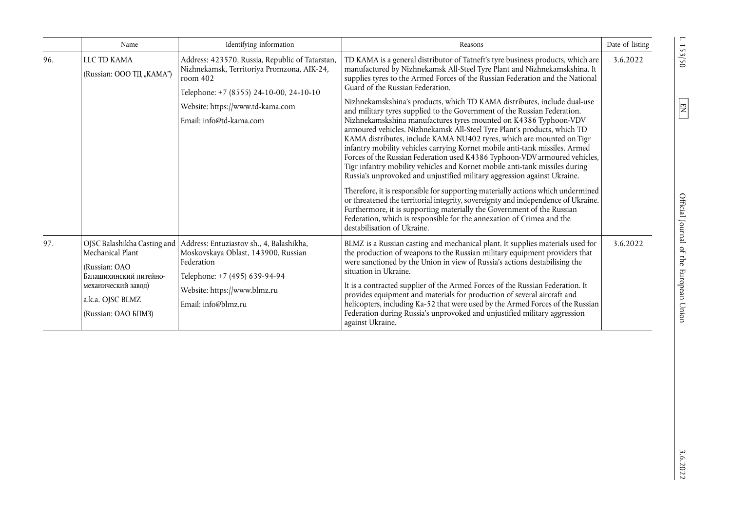| | Name | Identifying information | Reasons | Date of listing |
|---|---|---|---|---|
| 96. | LLC TD KAMA<br>(Russian: ООО ТД „КАМА") | Address: 423570, Russia, Republic of Tatarstan, Nizhnekamsk, Territoriya Promzona, AIK-24, room 402<br>Telephone: +7 (8555) 24-10-00, 24-10-10<br>Website: https://www.td-kama.com<br>Email: info@td-kama.com | TD KAMA is a general distributor of Tatneft's tyre business products, which are manufactured by Nizhnekamsk All-Steel Tyre Plant and Nizhnekamskshina. It supplies tyres to the Armed Forces of the Russian Federation and the National Guard of the Russian Federation.<br>Nizhnekamskshina's products, which TD KAMA distributes, include dual-use and military tyres supplied to the Government of the Russian Federation. Nizhnekamskshina manufactures tyres mounted on K4386 Typhoon-VDV armoured vehicles. Nizhnekamsk All-Steel Tyre Plant's products, which TD KAMA distributes, include KAMA NU402 tyres, which are mounted on Tigr infantry mobility vehicles carrying Kornet mobile anti-tank missiles. Armed Forces of the Russian Federation used K4386 Typhoon-VDV armoured vehicles, Tigr infantry mobility vehicles and Kornet mobile anti-tank missiles during Russia's unprovoked and unjustified military aggression against Ukraine.<br>Therefore, it is responsible for supporting materially actions which undermined or threatened the territorial integrity, sovereignty and independence of Ukraine. Furthermore, it is supporting materially the Government of the Russian Federation, which is responsible for the annexation of Crimea and the destabilisation of Ukraine. | 3.6.2022 |
| 97. | OJSC Balashikha Casting and Mechanical Plant<br>(Russian: ОАО Балашихинский литейно-механический завод)<br>a.k.a. OJSC BLMZ<br>(Russian: ОАО БЛМЗ) | Address: Entuziastov sh., 4, Balashikha, Moskovskaya Oblast, 143900, Russian Federation<br>Telephone: +7 (495) 639-94-94<br>Website: https://www.blmz.ru<br>Email: info@blmz.ru | BLMZ is a Russian casting and mechanical plant. It supplies materials used for the production of weapons to the Russian military equipment providers that were sanctioned by the Union in view of Russia's actions destabilising the situation in Ukraine.<br>It is a contracted supplier of the Armed Forces of the Russian Federation. It provides equipment and materials for production of several aircraft and helicopters, including Ka-52 that were used by the Armed Forces of the Russian Federation during Russia's unprovoked and unjustified military aggression against Ukraine. | 3.6.2022 |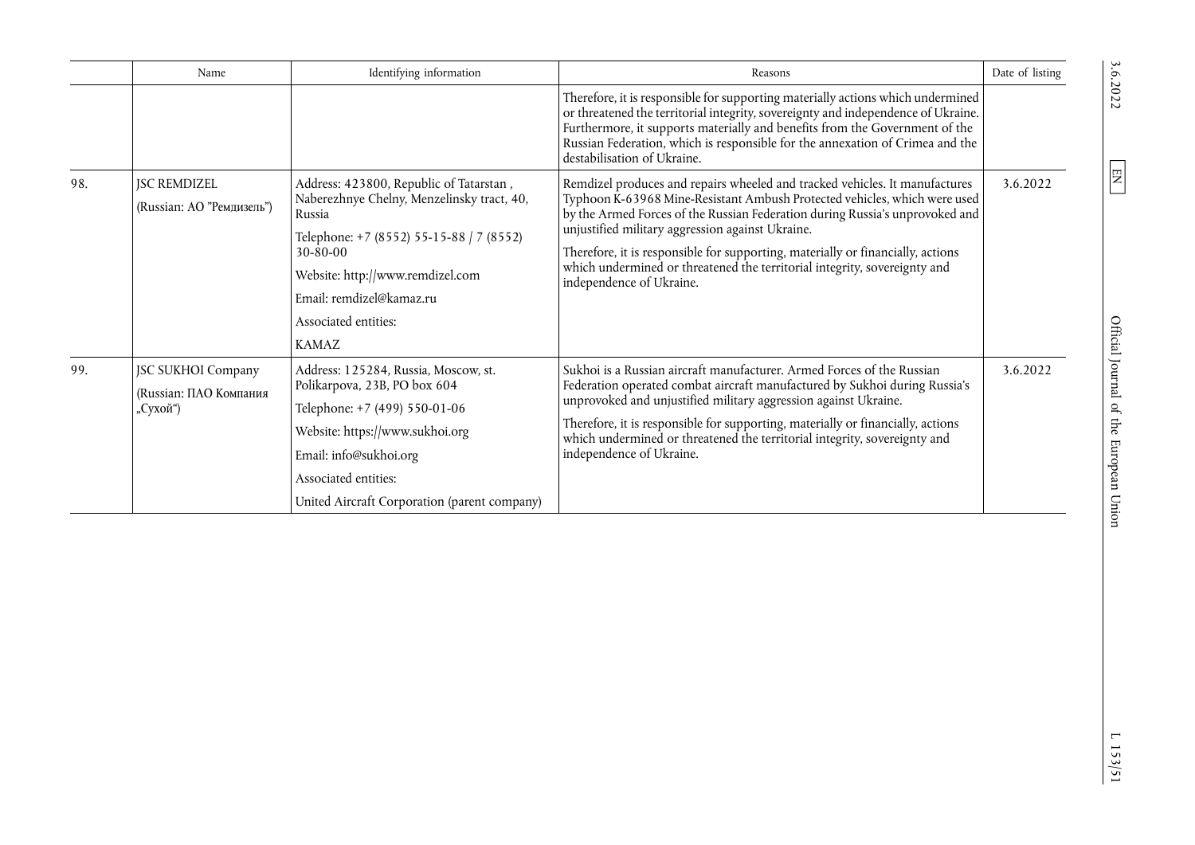| | Name | Identifying information | Reasons | Date of listing |
|---|---|---|---|---|
| | | | Therefore, it is responsible for supporting materially actions which undermined or threatened the territorial integrity, sovereignty and independence of Ukraine. Furthermore, it supports materially and benefits from the Government of the Russian Federation, which is responsible for the annexation of Crimea and the destabilisation of Ukraine. | |
| 98. | JSC REMDIZEL<br>(Russian: АО "Ремдизель") | Address: 423800, Republic of Tatarstan , Naberezhnye Chelny, Menzelinsky tract, 40, Russia<br>Telephone: +7 (8552) 55-15-88 / 7 (8552) 30-80-00<br>Website: http://www.remdizel.com<br>Email: remdizel@kamaz.ru<br>Associated entities:<br>KAMAZ | Remdizel produces and repairs wheeled and tracked vehicles. It manufactures Typhoon K-63968 Mine-Resistant Ambush Protected vehicles, which were used by the Armed Forces of the Russian Federation during Russia's unprovoked and unjustified military aggression against Ukraine.<br>Therefore, it is responsible for supporting, materially or financially, actions which undermined or threatened the territorial integrity, sovereignty and independence of Ukraine. | 3.6.2022 |
| 99. | JSC SUKHOI Company<br>(Russian: ПАО Компания „Сухой") | Address: 125284, Russia, Moscow, st. Polikarpova, 23B, PO box 604<br>Telephone: +7 (499) 550-01-06<br>Website: https://www.sukhoi.org<br>Email: info@sukhoi.org<br>Associated entities:<br>United Aircraft Corporation (parent company) | Sukhoi is a Russian aircraft manufacturer. Armed Forces of the Russian Federation operated combat aircraft manufactured by Sukhoi during Russia's unprovoked and unjustified military aggression against Ukraine.<br>Therefore, it is responsible for supporting, materially or financially, actions which undermined or threatened the territorial integrity, sovereignty and independence of Ukraine. | 3.6.2022 |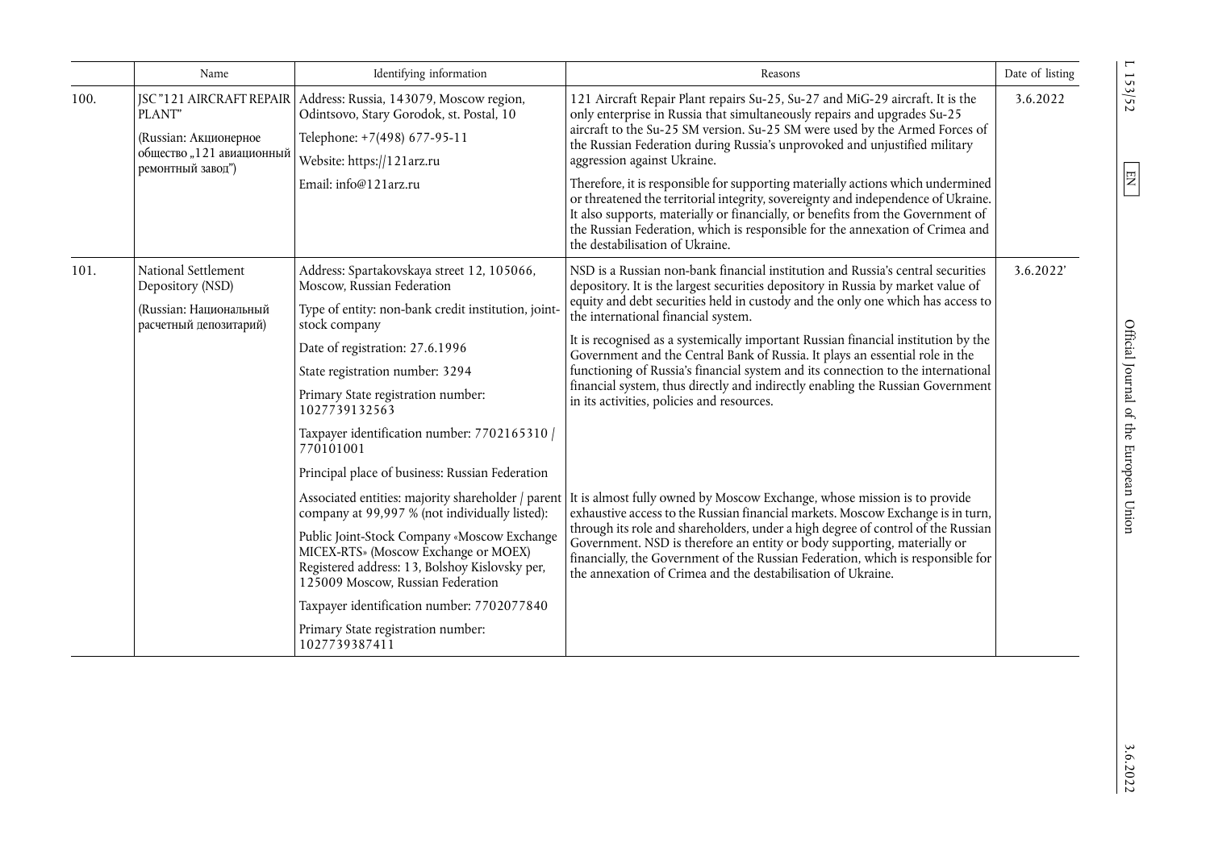| | Name | Identifying information | Reasons | Date of listing |
|---|---|---|---|---|
| 100. | JSC "121 AIRCRAFT REPAIR PLANT" (Russian: Акционерное общество „121 авиационный ремонтный завод") | Address: Russia, 143079, Moscow region, Odintsovo, Stary Gorodok, st. Postal, 10<br>Telephone: +7(498) 677-95-11<br>Website: https://121arz.ru<br>Email: info@121arz.ru | 121 Aircraft Repair Plant repairs Su-25, Su-27 and MiG-29 aircraft. It is the only enterprise in Russia that simultaneously repairs and upgrades Su-25 aircraft to the Su-25 SM version. Su-25 SM were used by the Armed Forces of the Russian Federation during Russia's unprovoked and unjustified military aggression against Ukraine.<br>Therefore, it is responsible for supporting materially actions which undermined or threatened the territorial integrity, sovereignty and independence of Ukraine. It also supports, materially or financially, or benefits from the Government of the Russian Federation, which is responsible for the annexation of Crimea and the destabilisation of Ukraine. | 3.6.2022 |
| 101. | National Settlement Depository (NSD) (Russian: Национальный расчетный депозитарий) | Address: Spartakovskaya street 12, 105066, Moscow, Russian Federation<br>Type of entity: non-bank credit institution, joint-stock company<br>Date of registration: 27.6.1996<br>State registration number: 3294<br>Primary State registration number: 1027739132563<br>Taxpayer identification number: 7702165310 / 770101001<br>Principal place of business: Russian Federation<br>Associated entities: majority shareholder / parent company at 99,997 % (not individually listed):<br>Public Joint-Stock Company «Moscow Exchange MICEX-RTS» (Moscow Exchange or MOEX) Registered address: 13, Bolshoy Kislovsky per, 125009 Moscow, Russian Federation<br>Taxpayer identification number: 7702077840<br>Primary State registration number: 1027739387411 | NSD is a Russian non-bank financial institution and Russia's central securities depository. It is the largest securities depository in Russia by market value of equity and debt securities held in custody and the only one which has access to the international financial system.<br>It is recognised as a systemically important Russian financial institution by the Government and the Central Bank of Russia. It plays an essential role in the functioning of Russia's financial system and its connection to the international financial system, thus directly and indirectly enabling the Russian Government in its activities, policies and resources.<br>It is almost fully owned by Moscow Exchange, whose mission is to provide exhaustive access to the Russian financial markets. Moscow Exchange is in turn, through its role and shareholders, under a high degree of control of the Russian Government. NSD is therefore an entity or body supporting, materially or financially, the Government of the Russian Federation, which is responsible for the annexation of Crimea and the destabilisation of Ukraine. | 3.6.2022' |